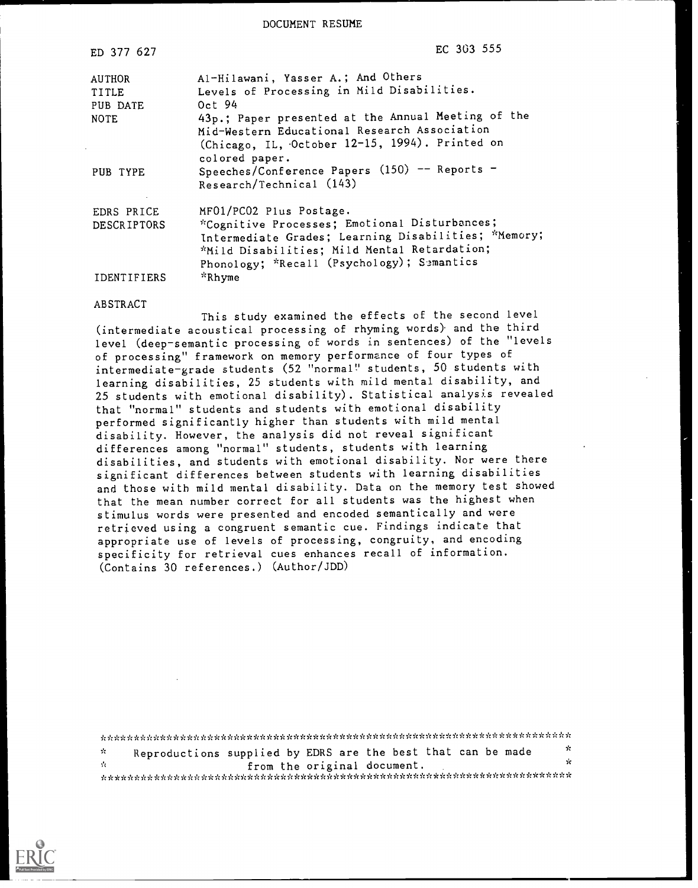DOCUMENT RESUME

| | |
|---|---|
| ED 377 627 | EC 303 555 |
| AUTHOR | Al-Hilawani, Yasser A.; And Others |
| TITLE | Levels of Processing in Mild Disabilities. |
| PUB DATE | Oct 94 |
| NOTE | 43p.; Paper presented at the Annual Meeting of the Mid-Western Educational Research Association (Chicago, IL, October 12-15, 1994). Printed on colored paper. |
| PUB TYPE | Speeches/Conference Papers (150) -- Reports - Research/Technical (143) |
| EDRS PRICE | MF01/PC02 Plus Postage. |
| DESCRIPTORS | *Cognitive Processes; Emotional Disturbances; Intermediate Grades; Learning Disabilities; *Memory; *Mild Disabilities; Mild Mental Retardation; Phonology; *Recall (Psychology); Semantics |
| IDENTIFIERS | *Rhyme |

ABSTRACT

This study examined the effects of the second level (intermediate acoustical processing of rhyming words) and the third level (deep-semantic processing of words in sentences) of the "levels of processing" framework on memory performance of four types of intermediate-grade students (52 "normal" students, 50 students with learning disabilities, 25 students with mild mental disability, and 25 students with emotional disability). Statistical analysis revealed that "normal" students and students with emotional disability performed significantly higher than students with mild mental disability. However, the analysis did not reveal significant differences among "normal" students, students with learning disabilities, and students with emotional disability. Nor were there significant differences between students with learning disabilities and those with mild mental disability. Data on the memory test showed that the mean number correct for all students was the highest when stimulus words were presented and encoded semantically and were retrieved using a congruent semantic cue. Findings indicate that appropriate use of levels of processing, congruity, and encoding specificity for retrieval cues enhances recall of information. (Contains 30 references.) (Author/JDD)

***********************************************************************
* Reproductions supplied by EDRS are the best that can be made *
* from the original document. *
***********************************************************************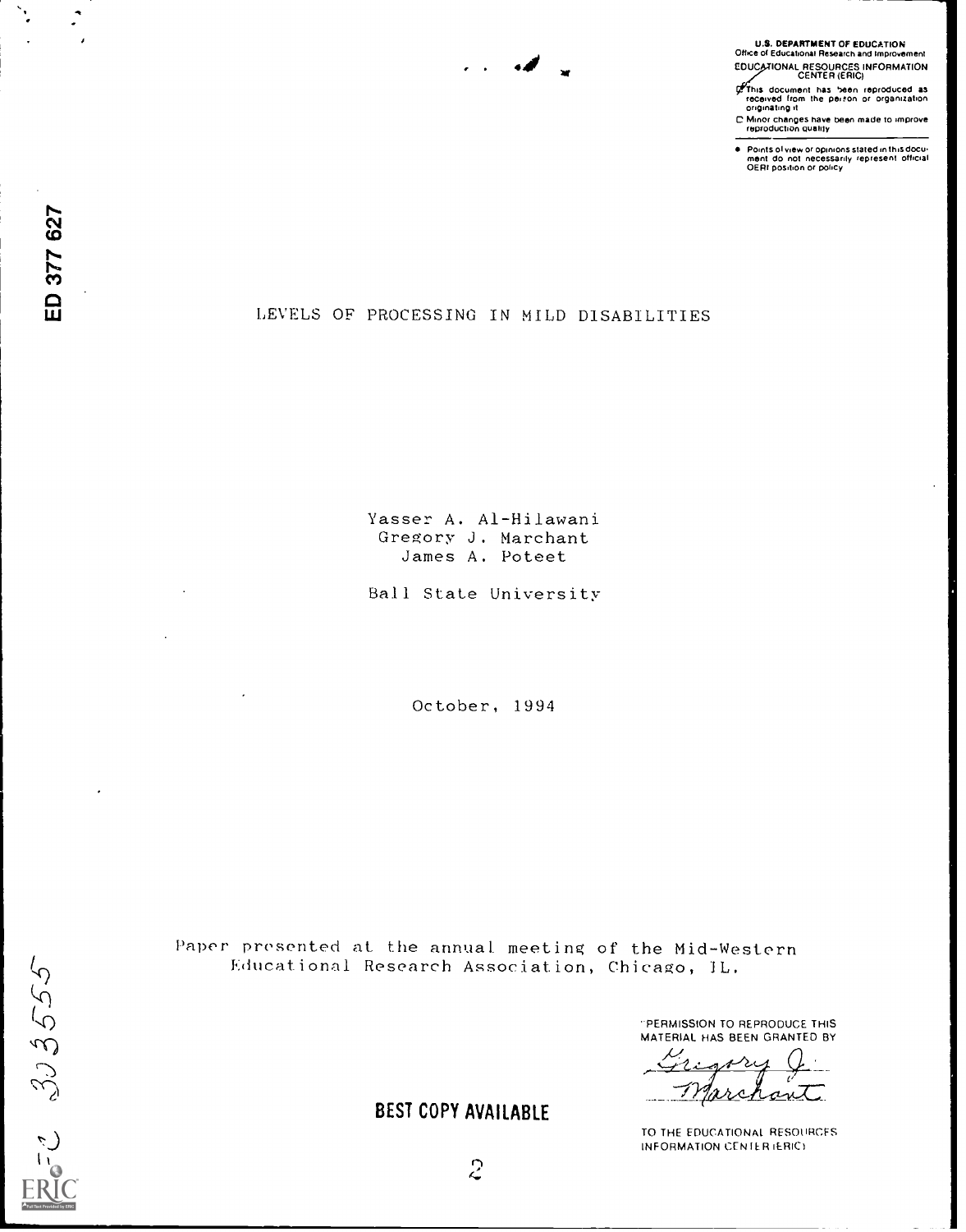U.S. DEPARTMENT OF EDUCATION
Office of Educational Research and Improvement
EDUCATIONAL RESOURCES INFORMATION CENTER (ERIC)

This document has been reproduced as received from the person or organization originating it

Minor changes have been made to improve reproduction quality

Points of view or opinions stated in this document do not necessarily represent official OERI position or policy

ED 377 627

# LEVELS OF PROCESSING IN MILD DISABILITIES

Yasser A. Al-Hilawani
Gregory J. Marchant
James A. Poteet

Ball State University

October, 1994

Paper presented at the annual meeting of the Mid-Western Educational Research Association, Chicago, IL.

"PERMISSION TO REPRODUCE THIS MATERIAL HAS BEEN GRANTED BY

Gregory J. Marchant

TO THE EDUCATIONAL RESOURCES INFORMATION CENTER (ERIC)

BEST COPY AVAILABLE

EC 303555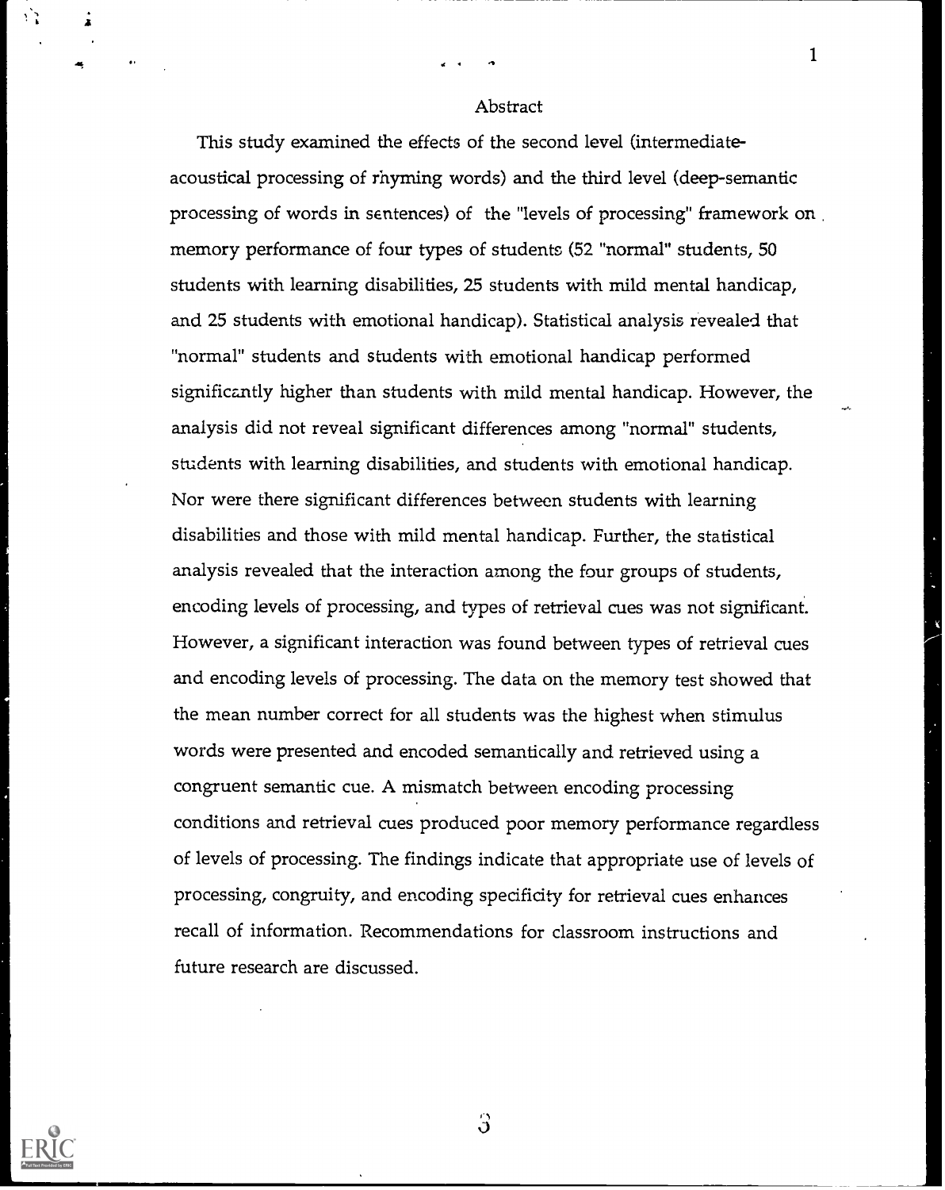## Abstract

This study examined the effects of the second level (intermediate-acoustical processing of rhyming words) and the third level (deep-semantic processing of words in sentences) of the "levels of processing" framework on memory performance of four types of students (52 "normal" students, 50 students with learning disabilities, 25 students with mild mental handicap, and 25 students with emotional handicap). Statistical analysis revealed that "normal" students and students with emotional handicap performed significantly higher than students with mild mental handicap. However, the analysis did not reveal significant differences among "normal" students, students with learning disabilities, and students with emotional handicap. Nor were there significant differences between students with learning disabilities and those with mild mental handicap. Further, the statistical analysis revealed that the interaction among the four groups of students, encoding levels of processing, and types of retrieval cues was not significant. However, a significant interaction was found between types of retrieval cues and encoding levels of processing. The data on the memory test showed that the mean number correct for all students was the highest when stimulus words were presented and encoded semantically and retrieved using a congruent semantic cue. A mismatch between encoding processing conditions and retrieval cues produced poor memory performance regardless of levels of processing. The findings indicate that appropriate use of levels of processing, congruity, and encoding specificity for retrieval cues enhances recall of information. Recommendations for classroom instructions and future research are discussed.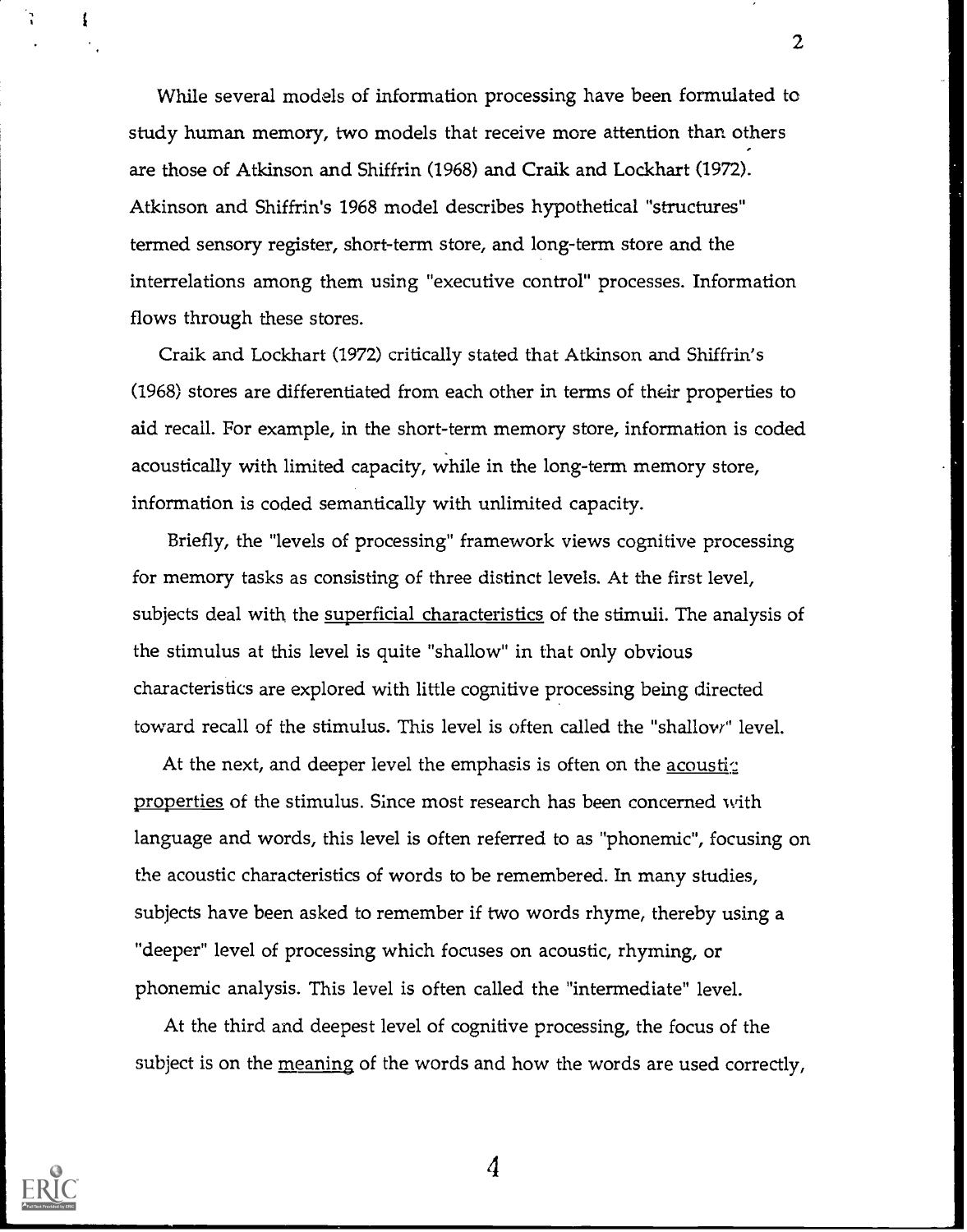While several models of information processing have been formulated to study human memory, two models that receive more attention than others are those of Atkinson and Shiffrin (1968) and Craik and Lockhart (1972). Atkinson and Shiffrin's 1968 model describes hypothetical "structures" termed sensory register, short-term store, and long-term store and the interrelations among them using "executive control" processes. Information flows through these stores.

Craik and Lockhart (1972) critically stated that Atkinson and Shiffrin's (1968) stores are differentiated from each other in terms of their properties to aid recall. For example, in the short-term memory store, information is coded acoustically with limited capacity, while in the long-term memory store, information is coded semantically with unlimited capacity.

Briefly, the "levels of processing" framework views cognitive processing for memory tasks as consisting of three distinct levels. At the first level, subjects deal with the <u>superficial characteristics</u> of the stimuli. The analysis of the stimulus at this level is quite "shallow" in that only obvious characteristics are explored with little cognitive processing being directed toward recall of the stimulus. This level is often called the "shallow" level.

At the next, and deeper level the emphasis is often on the <u>acoustic properties</u> of the stimulus. Since most research has been concerned with language and words, this level is often referred to as "phonemic", focusing on the acoustic characteristics of words to be remembered. In many studies, subjects have been asked to remember if two words rhyme, thereby using a "deeper" level of processing which focuses on acoustic, rhyming, or phonemic analysis. This level is often called the "intermediate" level.

At the third and deepest level of cognitive processing, the focus of the subject is on the <u>meaning</u> of the words and how the words are used correctly,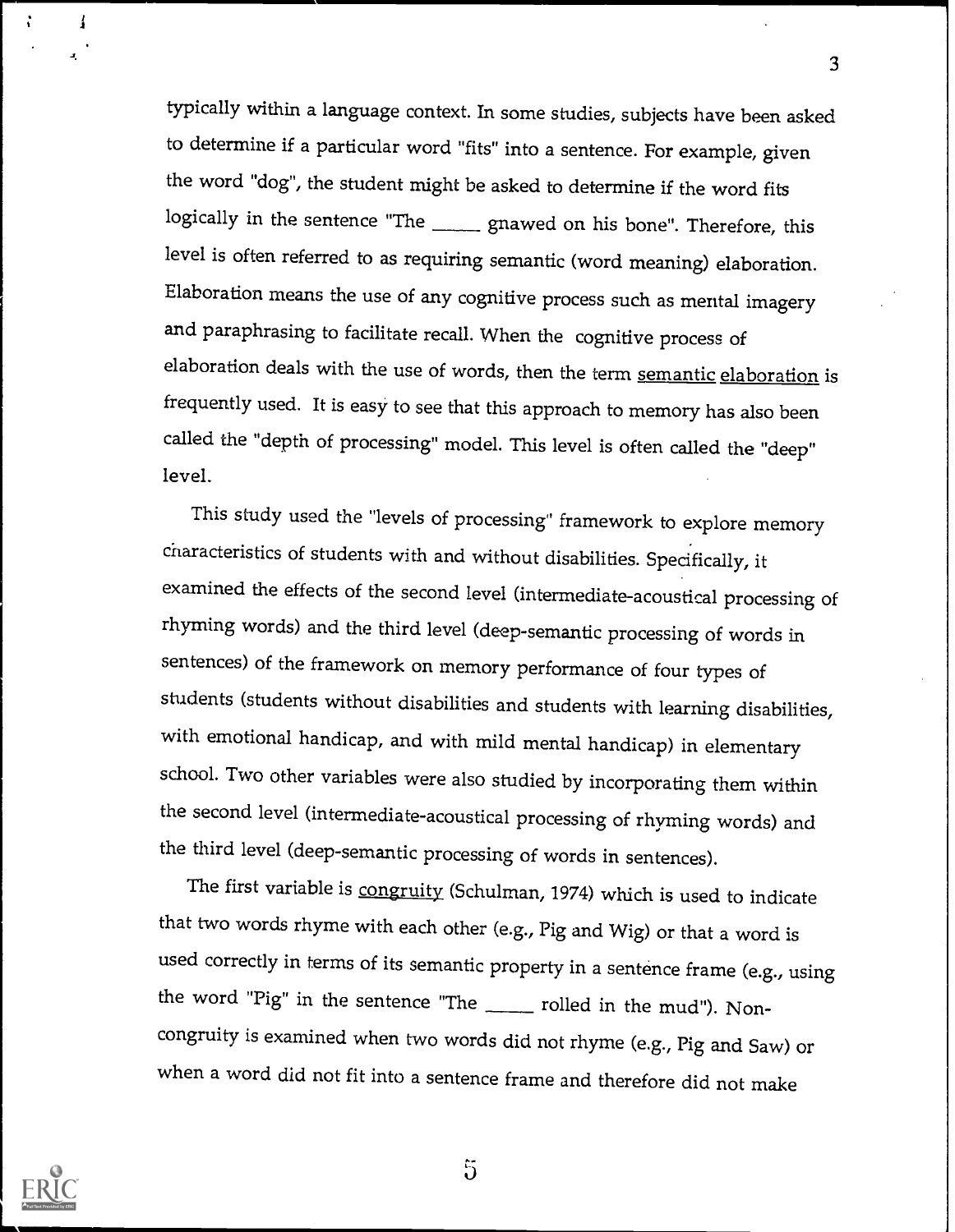typically within a language context. In some studies, subjects have been asked to determine if a particular word "fits" into a sentence. For example, given the word "dog", the student might be asked to determine if the word fits logically in the sentence "The _____ gnawed on his bone". Therefore, this level is often referred to as requiring semantic (word meaning) elaboration. Elaboration means the use of any cognitive process such as mental imagery and paraphrasing to facilitate recall. When the cognitive process of elaboration deals with the use of words, then the term <u>semantic elaboration</u> is frequently used. It is easy to see that this approach to memory has also been called the "depth of processing" model. This level is often called the "deep" level.

This study used the "levels of processing" framework to explore memory characteristics of students with and without disabilities. Specifically, it examined the effects of the second level (intermediate-acoustical processing of rhyming words) and the third level (deep-semantic processing of words in sentences) of the framework on memory performance of four types of students (students without disabilities and students with learning disabilities, with emotional handicap, and with mild mental handicap) in elementary school. Two other variables were also studied by incorporating them within the second level (intermediate-acoustical processing of rhyming words) and the third level (deep-semantic processing of words in sentences).

The first variable is <u>congruity</u> (Schulman, 1974) which is used to indicate that two words rhyme with each other (e.g., Pig and Wig) or that a word is used correctly in terms of its semantic property in a sentence frame (e.g., using the word "Pig" in the sentence "The _____ rolled in the mud"). Non-congruity is examined when two words did not rhyme (e.g., Pig and Saw) or when a word did not fit into a sentence frame and therefore did not make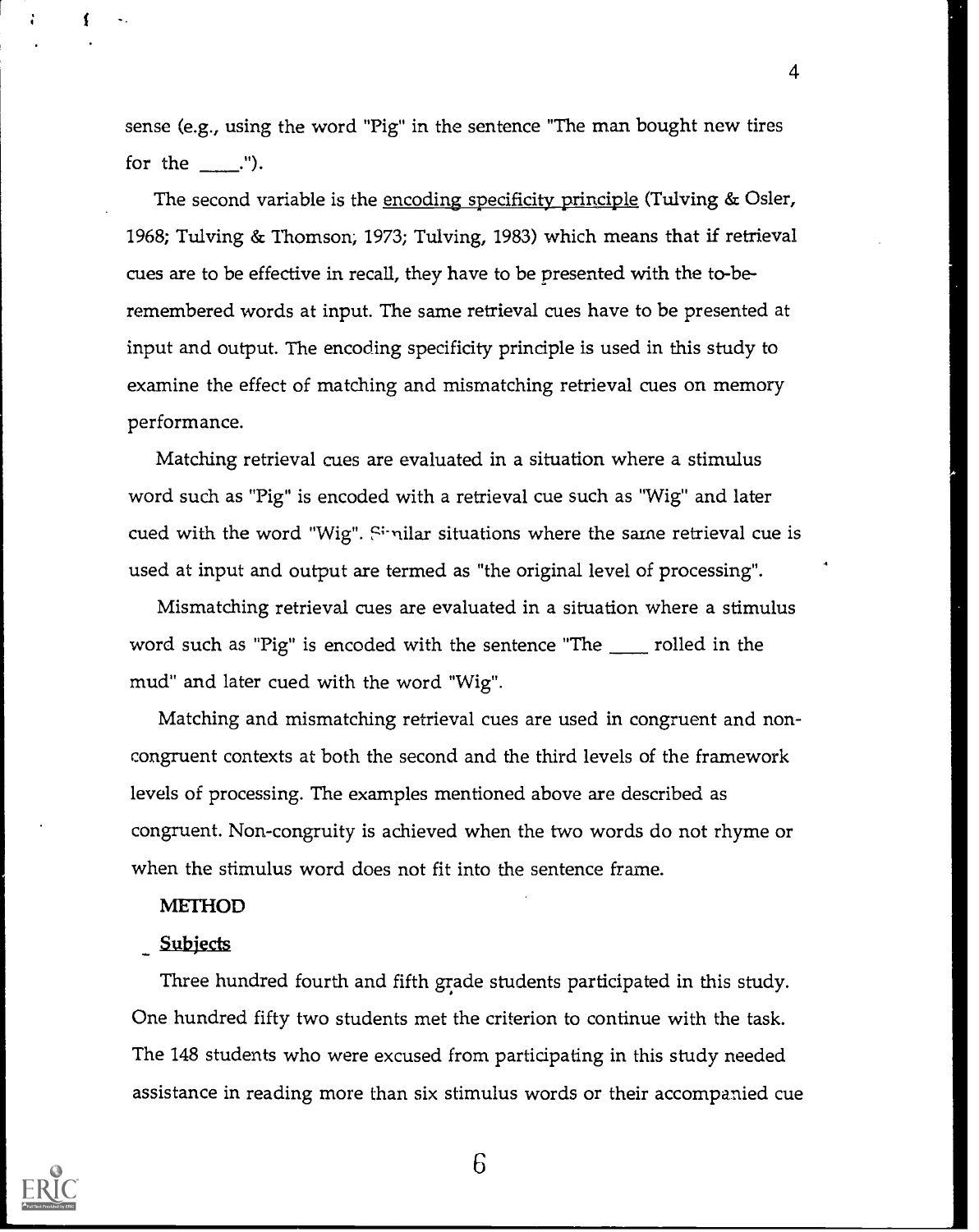sense (e.g., using the word "Pig" in the sentence "The man bought new tires for the ____.").

The second variable is the encoding specificity principle (Tulving & Osler, 1968; Tulving & Thomson, 1973; Tulving, 1983) which means that if retrieval cues are to be effective in recall, they have to be presented with the to-be-remembered words at input. The same retrieval cues have to be presented at input and output. The encoding specificity principle is used in this study to examine the effect of matching and mismatching retrieval cues on memory performance.

Matching retrieval cues are evaluated in a situation where a stimulus word such as "Pig" is encoded with a retrieval cue such as "Wig" and later cued with the word "Wig". Similar situations where the same retrieval cue is used at input and output are termed as "the original level of processing".

Mismatching retrieval cues are evaluated in a situation where a stimulus word such as "Pig" is encoded with the sentence "The ____ rolled in the mud" and later cued with the word "Wig".

Matching and mismatching retrieval cues are used in congruent and non-congruent contexts at both the second and the third levels of the framework levels of processing. The examples mentioned above are described as congruent. Non-congruity is achieved when the two words do not rhyme or when the stimulus word does not fit into the sentence frame.

## METHOD

### Subjects

Three hundred fourth and fifth grade students participated in this study. One hundred fifty two students met the criterion to continue with the task. The 148 students who were excused from participating in this study needed assistance in reading more than six stimulus words or their accompanied cue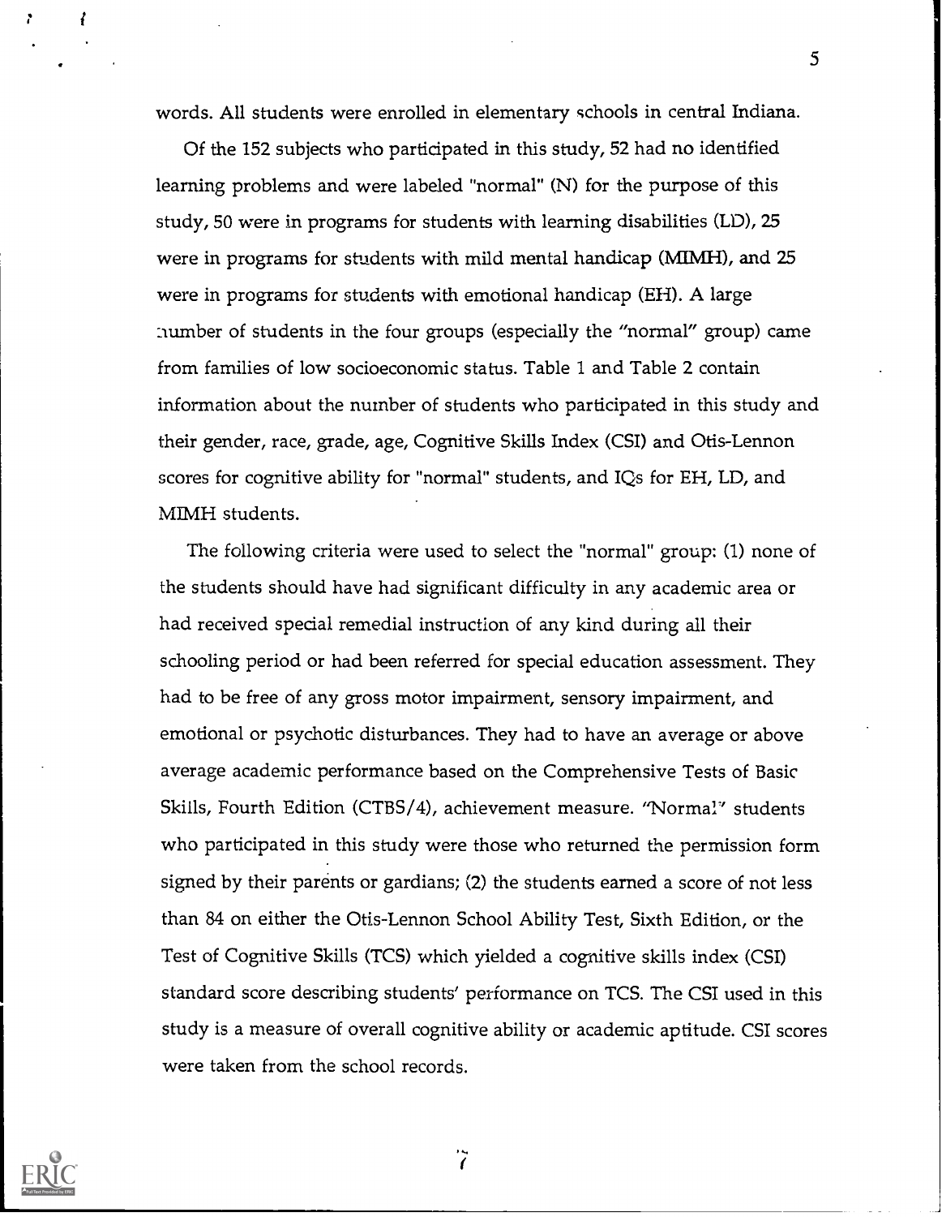words. All students were enrolled in elementary schools in central Indiana.

Of the 152 subjects who participated in this study, 52 had no identified learning problems and were labeled "normal" (N) for the purpose of this study, 50 were in programs for students with learning disabilities (LD), 25 were in programs for students with mild mental handicap (MIMH), and 25 were in programs for students with emotional handicap (EH). A large number of students in the four groups (especially the "normal" group) came from families of low socioeconomic status. Table 1 and Table 2 contain information about the number of students who participated in this study and their gender, race, grade, age, Cognitive Skills Index (CSI) and Otis-Lennon scores for cognitive ability for "normal" students, and IQs for EH, LD, and MIMH students.

The following criteria were used to select the "normal" group: (1) none of the students should have had significant difficulty in any academic area or had received special remedial instruction of any kind during all their schooling period or had been referred for special education assessment. They had to be free of any gross motor impairment, sensory impairment, and emotional or psychotic disturbances. They had to have an average or above average academic performance based on the Comprehensive Tests of Basic Skills, Fourth Edition (CTBS/4), achievement measure. "Normal" students who participated in this study were those who returned the permission form signed by their parents or gardians; (2) the students earned a score of not less than 84 on either the Otis-Lennon School Ability Test, Sixth Edition, or the Test of Cognitive Skills (TCS) which yielded a cognitive skills index (CSI) standard score describing students' performance on TCS. The CSI used in this study is a measure of overall cognitive ability or academic aptitude. CSI scores were taken from the school records.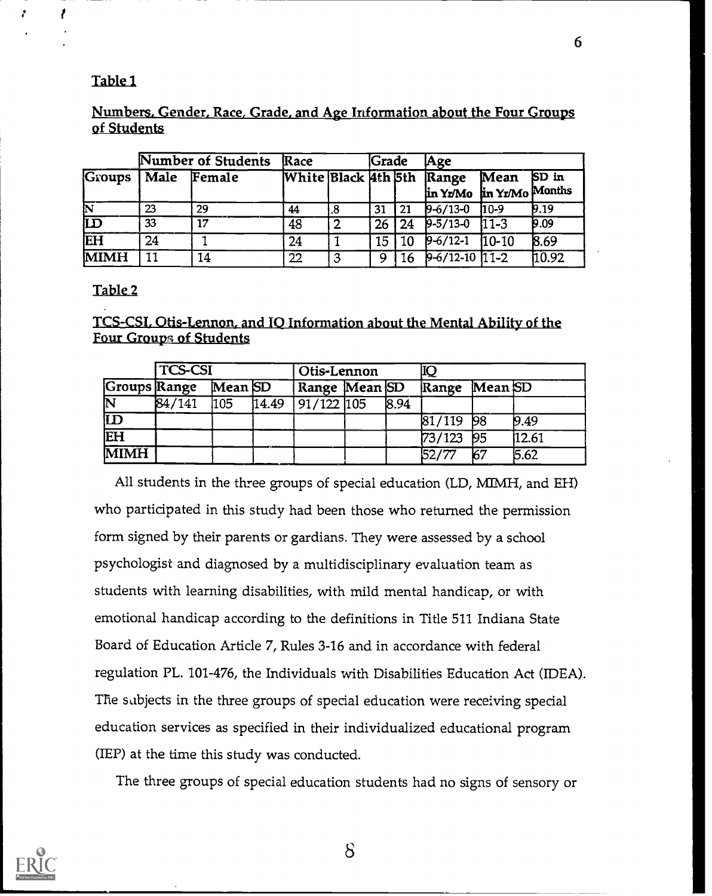Table 1

Numbers, Gender, Race, Grade, and Age Information about the Four Groups of Students

| | Number of Students | | Race | | Grade | | Age | | |
|---|---|---|---|---|---|---|---|---|---|
| Groups | Male | Female | White | Black | 4th | 5th | Range in Yr/Mo | Mean in Yr/Mo | SD in Months |
| N | 23 | 29 | 44 | 8 | 31 | 21 | 9-6/13-0 | 10-9 | 9.19 |
| LD | 33 | 17 | 48 | 2 | 26 | 24 | 9-5/13-0 | 11-3 | 9.09 |
| EH | 24 | 1 | 24 | 1 | 15 | 10 | 9-6/12-1 | 10-10 | 8.69 |
| MIMH | 11 | 14 | 22 | 3 | 9 | 16 | 9-6/12-10 | 11-2 | 10.92 |

Table 2

TCS-CSI, Otis-Lennon, and IQ Information about the Mental Ability of the Four Groups of Students

| | TCS-CSI | | | Otis-Lennon | | | IQ | | |
|---|---|---|---|---|---|---|---|---|---|
| Groups | Range | Mean | SD | Range | Mean | SD | Range | Mean | SD |
| N | 84/141 | 105 | 14.49 | 91/122 | 105 | 8.94 | | | |
| LD | | | | | | | 81/119 | 98 | 9.49 |
| EH | | | | | | | 73/123 | 95 | 12.61 |
| MIMH | | | | | | | 52/77 | 67 | 5.62 |

All students in the three groups of special education (LD, MIMH, and EH) who participated in this study had been those who returned the permission form signed by their parents or gardians. They were assessed by a school psychologist and diagnosed by a multidisciplinary evaluation team as students with learning disabilities, with mild mental handicap, or with emotional handicap according to the definitions in Title 511 Indiana State Board of Education Article 7, Rules 3-16 and in accordance with federal regulation PL. 101-476, the Individuals with Disabilities Education Act (IDEA). The subjects in the three groups of special education were receiving special education services as specified in their individualized educational program (IEP) at the time this study was conducted.

The three groups of special education students had no signs of sensory or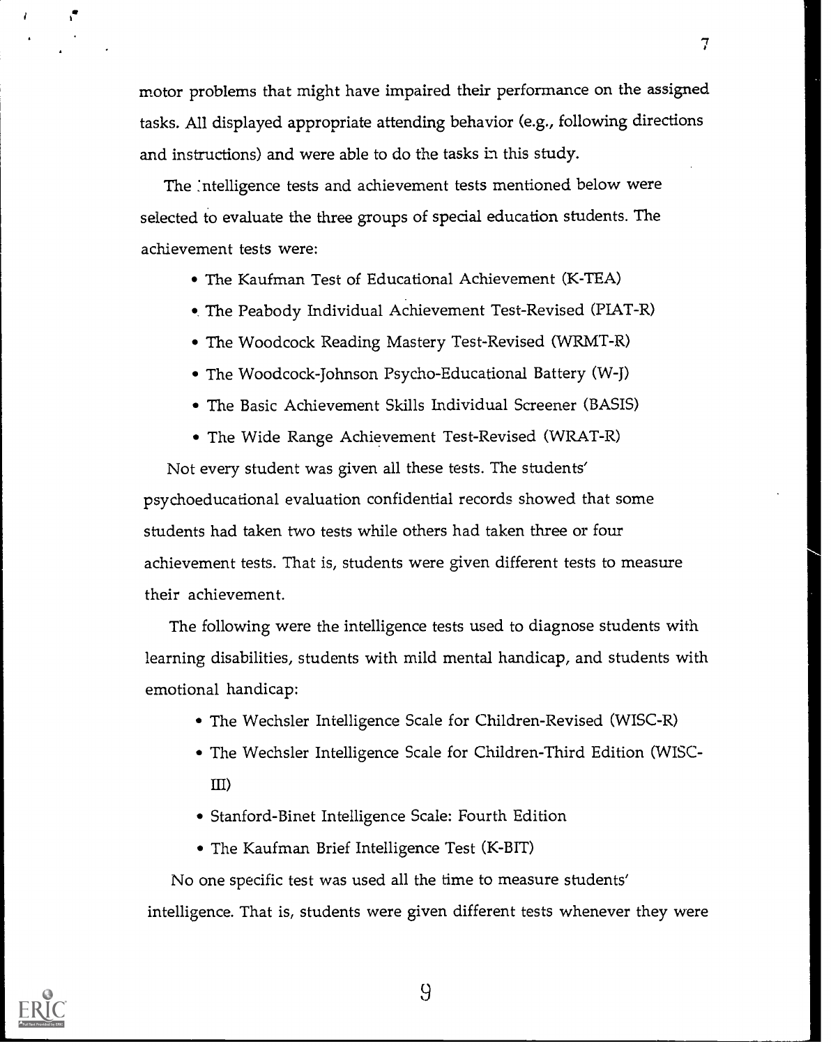motor problems that might have impaired their performance on the assigned tasks. All displayed appropriate attending behavior (e.g., following directions and instructions) and were able to do the tasks in this study.

The intelligence tests and achievement tests mentioned below were selected to evaluate the three groups of special education students. The achievement tests were:

- The Kaufman Test of Educational Achievement (K-TEA)
- The Peabody Individual Achievement Test-Revised (PIAT-R)
- The Woodcock Reading Mastery Test-Revised (WRMT-R)
- The Woodcock-Johnson Psycho-Educational Battery (W-J)
- The Basic Achievement Skills Individual Screener (BASIS)
- The Wide Range Achievement Test-Revised (WRAT-R)

Not every student was given all these tests. The students' psychoeducational evaluation confidential records showed that some students had taken two tests while others had taken three or four achievement tests. That is, students were given different tests to measure their achievement.

The following were the intelligence tests used to diagnose students with learning disabilities, students with mild mental handicap, and students with emotional handicap:

- The Wechsler Intelligence Scale for Children-Revised (WISC-R)
- The Wechsler Intelligence Scale for Children-Third Edition (WISC-III)
- Stanford-Binet Intelligence Scale: Fourth Edition
- The Kaufman Brief Intelligence Test (K-BIT)

No one specific test was used all the time to measure students' intelligence. That is, students were given different tests whenever they were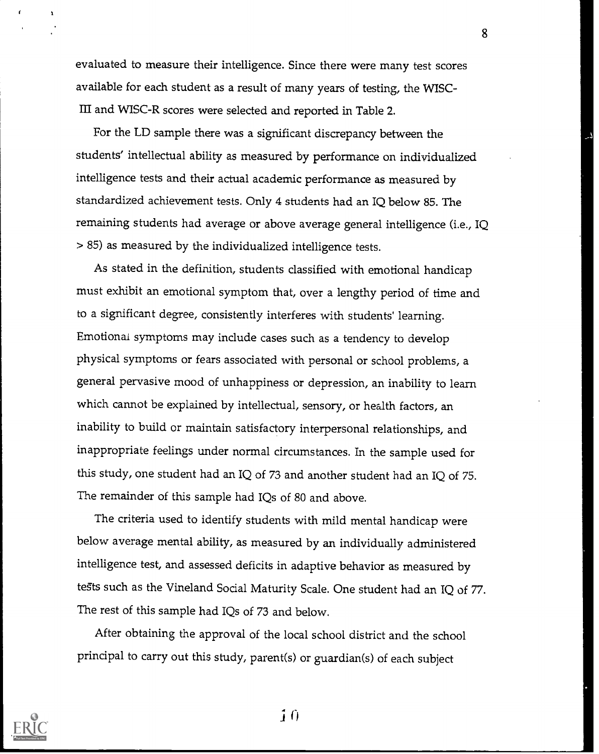evaluated to measure their intelligence. Since there were many test scores available for each student as a result of many years of testing, the WISC-III and WISC-R scores were selected and reported in Table 2.

For the LD sample there was a significant discrepancy between the students' intellectual ability as measured by performance on individualized intelligence tests and their actual academic performance as measured by standardized achievement tests. Only 4 students had an IQ below 85. The remaining students had average or above average general intelligence (i.e., IQ > 85) as measured by the individualized intelligence tests.

As stated in the definition, students classified with emotional handicap must exhibit an emotional symptom that, over a lengthy period of time and to a significant degree, consistently interferes with students' learning. Emotional symptoms may include cases such as a tendency to develop physical symptoms or fears associated with personal or school problems, a general pervasive mood of unhappiness or depression, an inability to learn which cannot be explained by intellectual, sensory, or health factors, an inability to build or maintain satisfactory interpersonal relationships, and inappropriate feelings under normal circumstances. In the sample used for this study, one student had an IQ of 73 and another student had an IQ of 75. The remainder of this sample had IQs of 80 and above.

The criteria used to identify students with mild mental handicap were below average mental ability, as measured by an individually administered intelligence test, and assessed deficits in adaptive behavior as measured by tests such as the Vineland Social Maturity Scale. One student had an IQ of 77. The rest of this sample had IQs of 73 and below.

After obtaining the approval of the local school district and the school principal to carry out this study, parent(s) or guardian(s) of each subject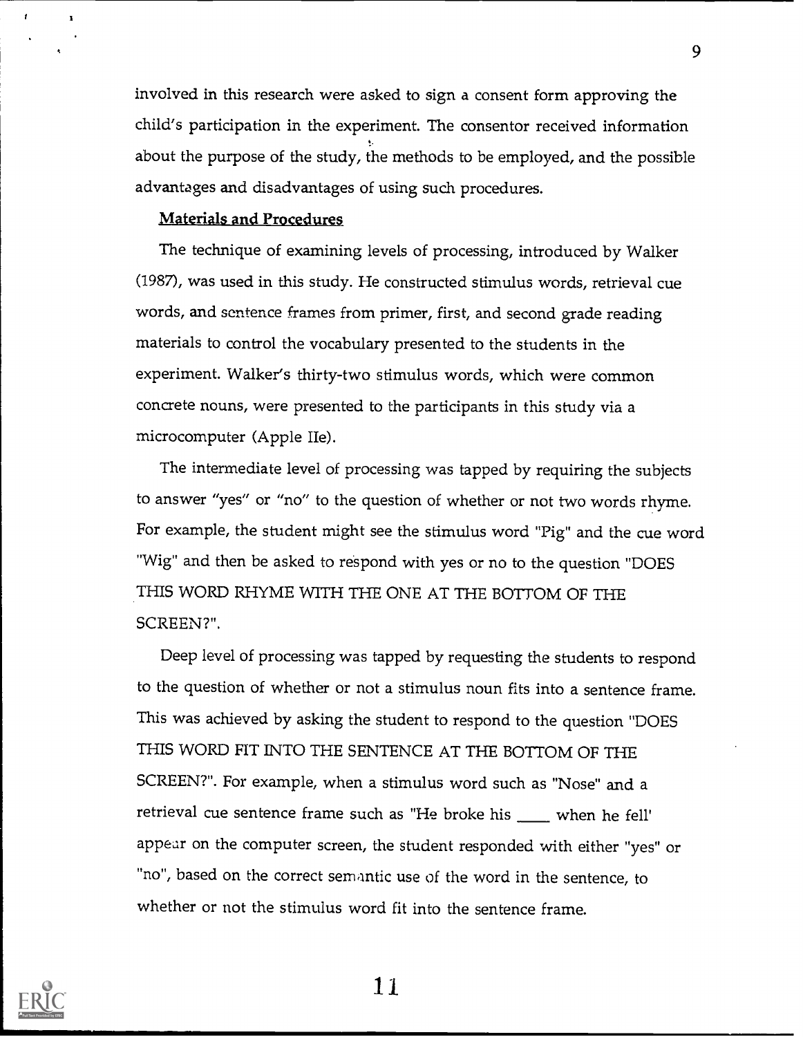involved in this research were asked to sign a consent form approving the child's participation in the experiment. The consentor received information about the purpose of the study, the methods to be employed, and the possible advantages and disadvantages of using such procedures.

### Materials and Procedures

The technique of examining levels of processing, introduced by Walker (1987), was used in this study. He constructed stimulus words, retrieval cue words, and sentence frames from primer, first, and second grade reading materials to control the vocabulary presented to the students in the experiment. Walker's thirty-two stimulus words, which were common concrete nouns, were presented to the participants in this study via a microcomputer (Apple IIe).

The intermediate level of processing was tapped by requiring the subjects to answer "yes" or "no" to the question of whether or not two words rhyme. For example, the student might see the stimulus word "Pig" and the cue word "Wig" and then be asked to respond with yes or no to the question "DOES THIS WORD RHYME WITH THE ONE AT THE BOTTOM OF THE SCREEN?".

Deep level of processing was tapped by requesting the students to respond to the question of whether or not a stimulus noun fits into a sentence frame. This was achieved by asking the student to respond to the question "DOES THIS WORD FIT INTO THE SENTENCE AT THE BOTTOM OF THE SCREEN?". For example, when a stimulus word such as "Nose" and a retrieval cue sentence frame such as "He broke his ____ when he fell' appear on the computer screen, the student responded with either "yes" or "no", based on the correct semantic use of the word in the sentence, to whether or not the stimulus word fit into the sentence frame.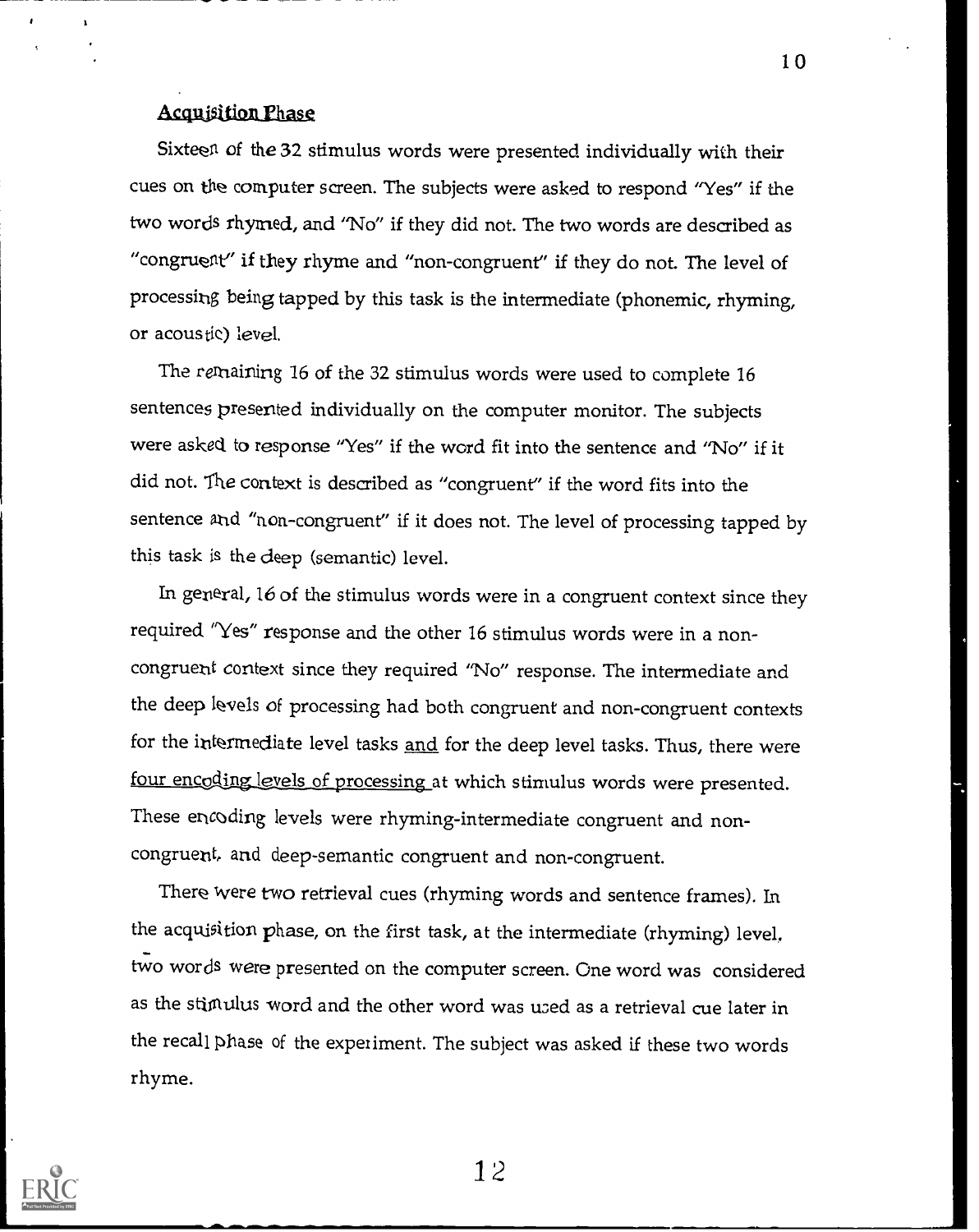## Acquisition Phase

Sixteen of the 32 stimulus words were presented individually with their cues on the computer screen. The subjects were asked to respond "Yes" if the two words rhymed, and "No" if they did not. The two words are described as "congruent" if they rhyme and "non-congruent" if they do not. The level of processing being tapped by this task is the intermediate (phonemic, rhyming, or acoustic) level.

The remaining 16 of the 32 stimulus words were used to complete 16 sentences presented individually on the computer monitor. The subjects were asked to response "Yes" if the word fit into the sentence and "No" if it did not. The context is described as "congruent" if the word fits into the sentence and "non-congruent" if it does not. The level of processing tapped by this task is the deep (semantic) level.

In general, 16 of the stimulus words were in a congruent context since they required "Yes" response and the other 16 stimulus words were in a non-congruent context since they required "No" response. The intermediate and the deep levels of processing had both congruent and non-congruent contexts for the intermediate level tasks <u>and</u> for the deep level tasks. Thus, there were <u>four encoding levels of processing</u> at which stimulus words were presented. These encoding levels were rhyming-intermediate congruent and non-congruent, and deep-semantic congruent and non-congruent.

There were two retrieval cues (rhyming words and sentence frames). In the acquisition phase, on the first task, at the intermediate (rhyming) level, two words were presented on the computer screen. One word was considered as the stimulus word and the other word was used as a retrieval cue later in the recall phase of the experiment. The subject was asked if these two words rhyme.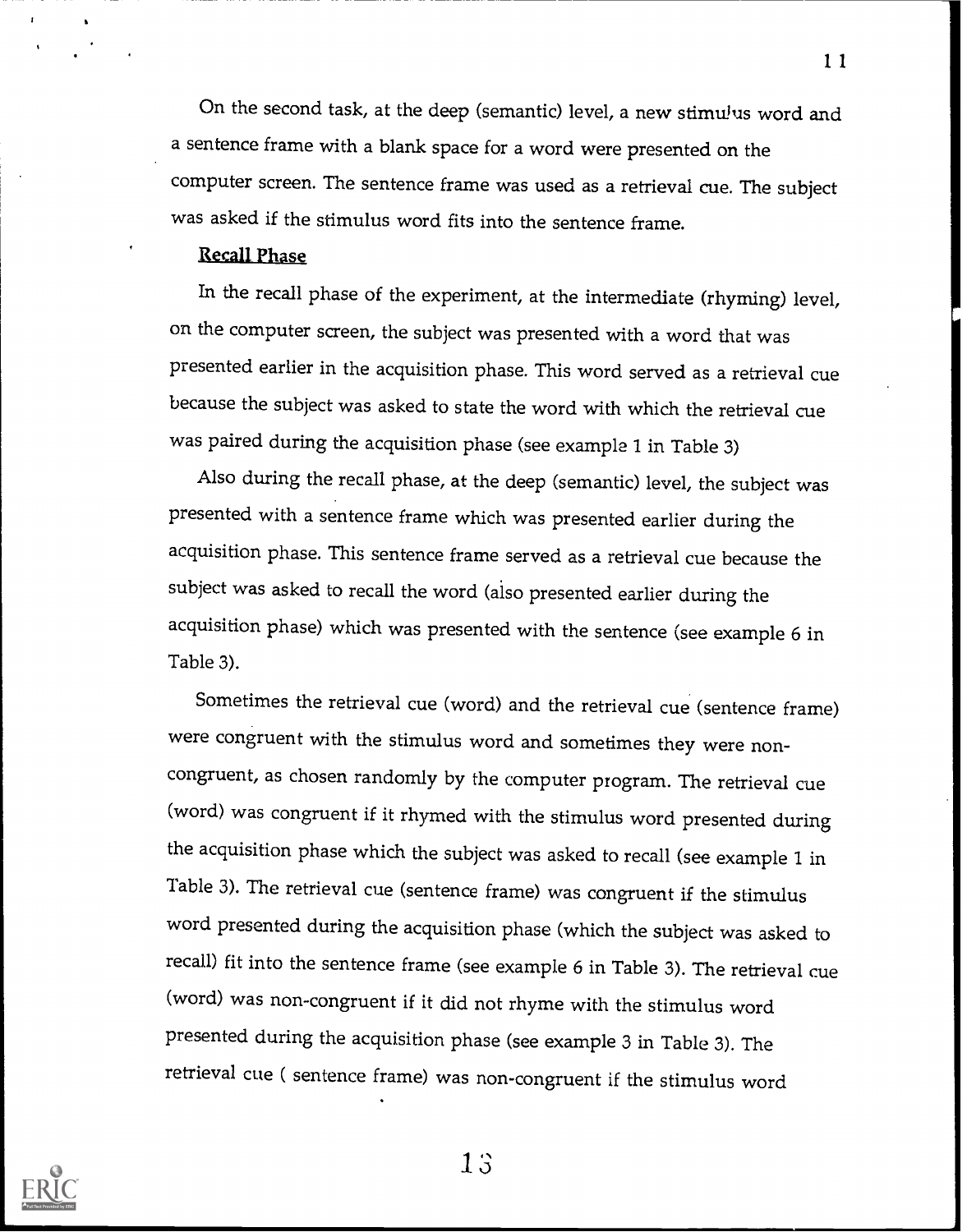On the second task, at the deep (semantic) level, a new stimulus word and a sentence frame with a blank space for a word were presented on the computer screen. The sentence frame was used as a retrieval cue. The subject was asked if the stimulus word fits into the sentence frame.

Recall Phase

In the recall phase of the experiment, at the intermediate (rhyming) level, on the computer screen, the subject was presented with a word that was presented earlier in the acquisition phase. This word served as a retrieval cue because the subject was asked to state the word with which the retrieval cue was paired during the acquisition phase (see example 1 in Table 3)

Also during the recall phase, at the deep (semantic) level, the subject was presented with a sentence frame which was presented earlier during the acquisition phase. This sentence frame served as a retrieval cue because the subject was asked to recall the word (also presented earlier during the acquisition phase) which was presented with the sentence (see example 6 in Table 3).

Sometimes the retrieval cue (word) and the retrieval cue (sentence frame) were congruent with the stimulus word and sometimes they were non-congruent, as chosen randomly by the computer program. The retrieval cue (word) was congruent if it rhymed with the stimulus word presented during the acquisition phase which the subject was asked to recall (see example 1 in Table 3). The retrieval cue (sentence frame) was congruent if the stimulus word presented during the acquisition phase (which the subject was asked to recall) fit into the sentence frame (see example 6 in Table 3). The retrieval cue (word) was non-congruent if it did not rhyme with the stimulus word presented during the acquisition phase (see example 3 in Table 3). The retrieval cue ( sentence frame) was non-congruent if the stimulus word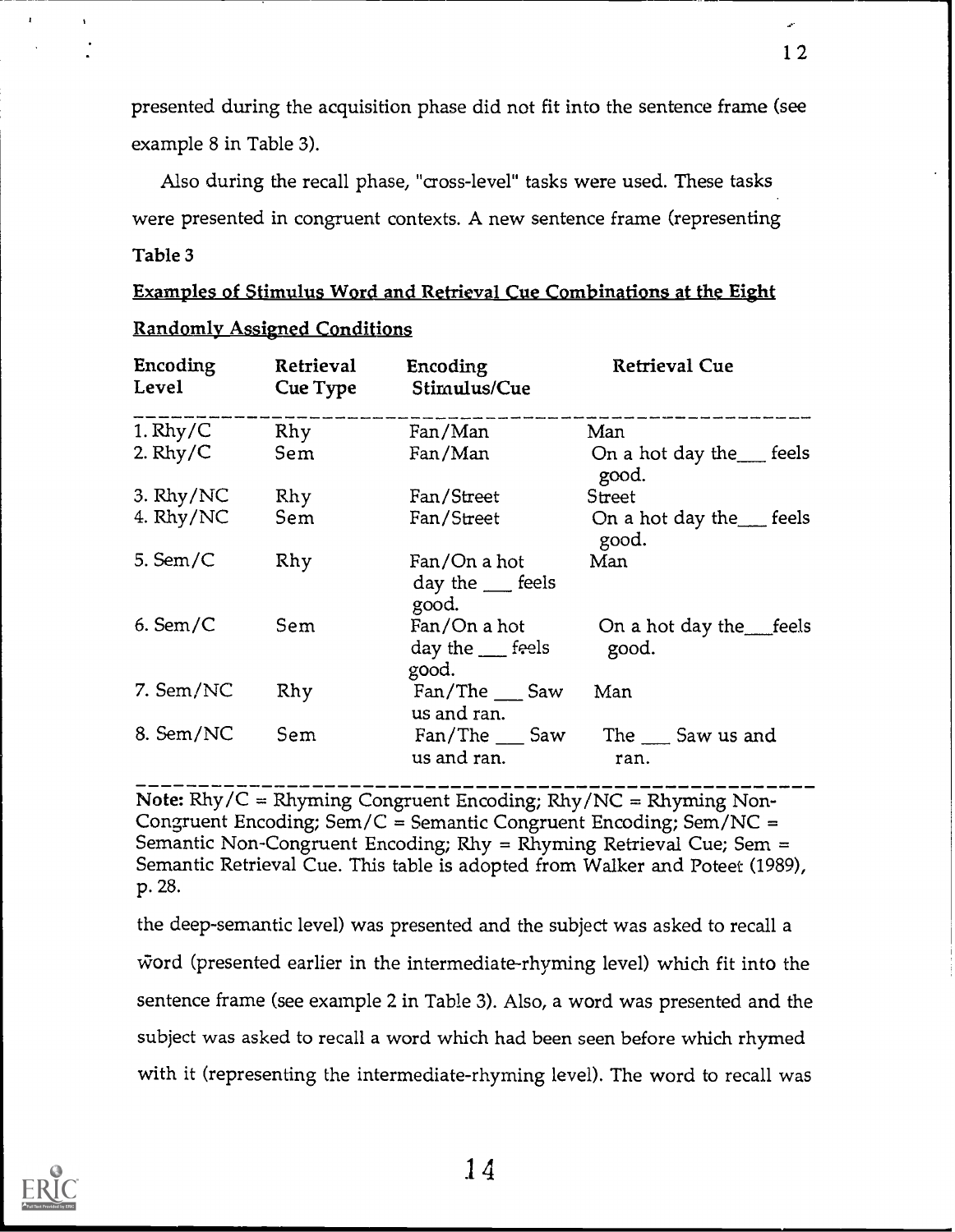presented during the acquisition phase did not fit into the sentence frame (see example 8 in Table 3).

Also during the recall phase, "cross-level" tasks were used. These tasks were presented in congruent contexts. A new sentence frame (representing the deep-semantic level) was presented and the subject was asked to recall a word (presented earlier in the intermediate-rhyming level) which fit into the sentence frame (see example 2 in Table 3). Also, a word was presented and the subject was asked to recall a word which had been seen before which rhymed with it (representing the intermediate-rhyming level). The word to recall was

Table 3

Examples of Stimulus Word and Retrieval Cue Combinations at the Eight Randomly Assigned Conditions

| Encoding Level | Retrieval Cue Type | Encoding Stimulus/Cue | Retrieval Cue |
|---|---|---|---|
| 1. Rhy/C | Rhy | Fan/Man | Man |
| 2. Rhy/C | Sem | Fan/Man | On a hot day the___ feels good. |
| 3. Rhy/NC | Rhy | Fan/Street | Street |
| 4. Rhy/NC | Sem | Fan/Street | On a hot day the___ feels good. |
| 5. Sem/C | Rhy | Fan/On a hot day the ___ feels good. | Man |
| 6. Sem/C | Sem | Fan/On a hot day the ___ feels good. | On a hot day the___feels good. |
| 7. Sem/NC | Rhy | Fan/The ___ Saw us and ran. | Man |
| 8. Sem/NC | Sem | Fan/The ___ Saw us and ran. | The ___ Saw us and ran. |

Note: Rhy/C = Rhyming Congruent Encoding; Rhy/NC = Rhyming Non-Congruent Encoding; Sem/C = Semantic Congruent Encoding; Sem/NC = Semantic Non-Congruent Encoding; Rhy = Rhyming Retrieval Cue; Sem = Semantic Retrieval Cue. This table is adopted from Walker and Poteet (1989), p. 28.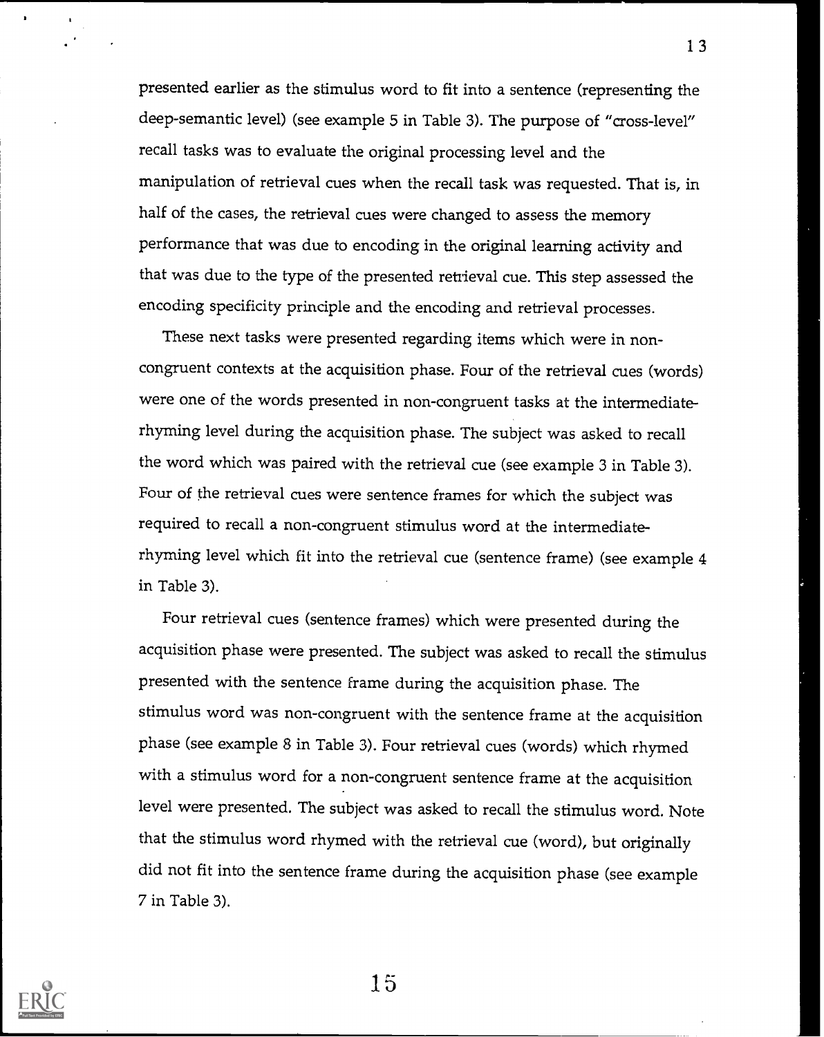presented earlier as the stimulus word to fit into a sentence (representing the deep-semantic level) (see example 5 in Table 3). The purpose of "cross-level" recall tasks was to evaluate the original processing level and the manipulation of retrieval cues when the recall task was requested. That is, in half of the cases, the retrieval cues were changed to assess the memory performance that was due to encoding in the original learning activity and that was due to the type of the presented retrieval cue. This step assessed the encoding specificity principle and the encoding and retrieval processes.

These next tasks were presented regarding items which were in non-congruent contexts at the acquisition phase. Four of the retrieval cues (words) were one of the words presented in non-congruent tasks at the intermediate-rhyming level during the acquisition phase. The subject was asked to recall the word which was paired with the retrieval cue (see example 3 in Table 3). Four of the retrieval cues were sentence frames for which the subject was required to recall a non-congruent stimulus word at the intermediate-rhyming level which fit into the retrieval cue (sentence frame) (see example 4 in Table 3).

Four retrieval cues (sentence frames) which were presented during the acquisition phase were presented. The subject was asked to recall the stimulus presented with the sentence frame during the acquisition phase. The stimulus word was non-congruent with the sentence frame at the acquisition phase (see example 8 in Table 3). Four retrieval cues (words) which rhymed with a stimulus word for a non-congruent sentence frame at the acquisition level were presented. The subject was asked to recall the stimulus word. Note that the stimulus word rhymed with the retrieval cue (word), but originally did not fit into the sentence frame during the acquisition phase (see example 7 in Table 3).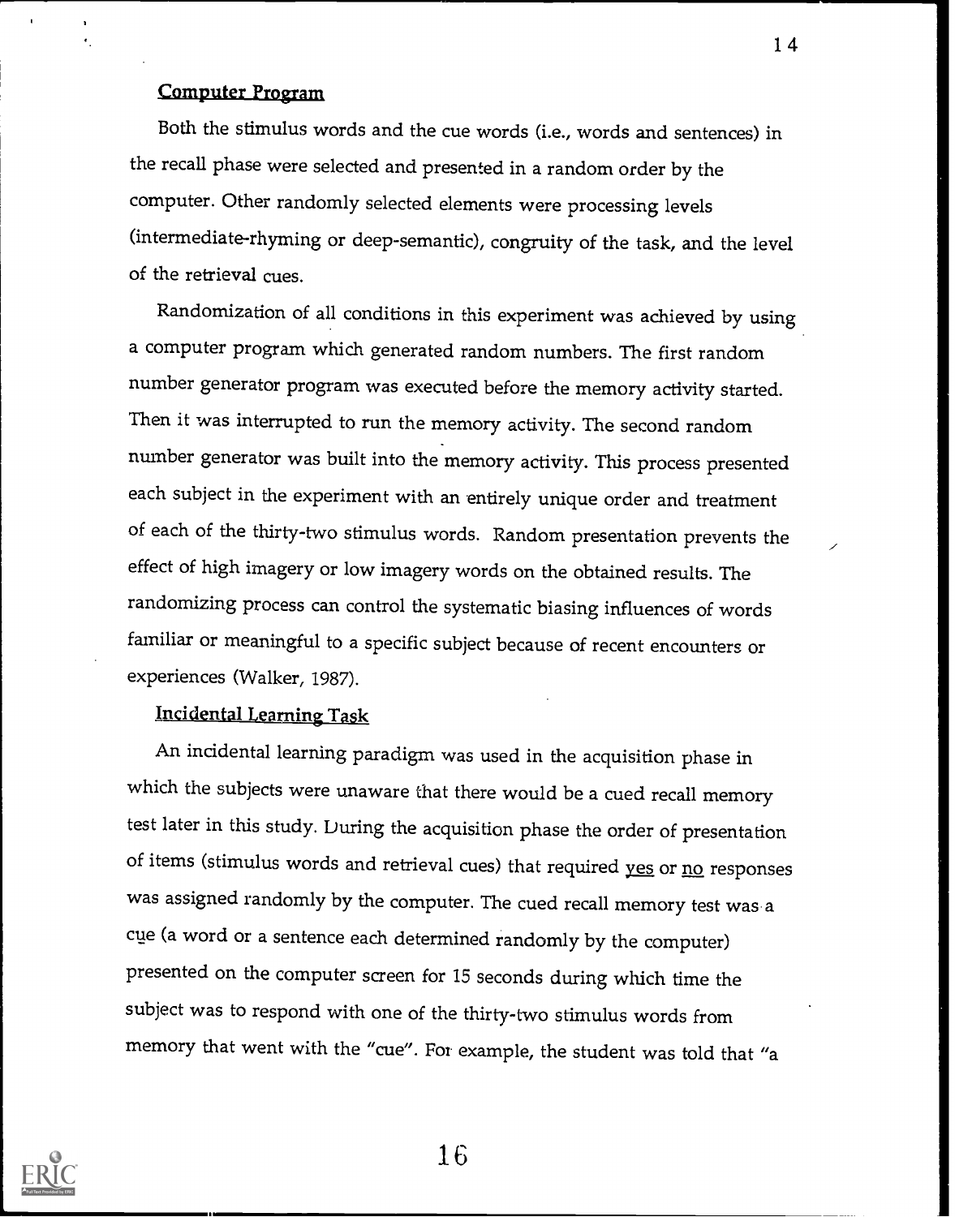## Computer Program

Both the stimulus words and the cue words (i.e., words and sentences) in the recall phase were selected and presented in a random order by the computer. Other randomly selected elements were processing levels (intermediate-rhyming or deep-semantic), congruity of the task, and the level of the retrieval cues.

Randomization of all conditions in this experiment was achieved by using a computer program which generated random numbers. The first random number generator program was executed before the memory activity started. Then it was interrupted to run the memory activity. The second random number generator was built into the memory activity. This process presented each subject in the experiment with an entirely unique order and treatment of each of the thirty-two stimulus words. Random presentation prevents the effect of high imagery or low imagery words on the obtained results. The randomizing process can control the systematic biasing influences of words familiar or meaningful to a specific subject because of recent encounters or experiences (Walker, 1987).

## Incidental Learning Task

An incidental learning paradigm was used in the acquisition phase in which the subjects were unaware that there would be a cued recall memory test later in this study. During the acquisition phase the order of presentation of items (stimulus words and retrieval cues) that required yes or no responses was assigned randomly by the computer. The cued recall memory test was a cue (a word or a sentence each determined randomly by the computer) presented on the computer screen for 15 seconds during which time the subject was to respond with one of the thirty-two stimulus words from memory that went with the "cue". For example, the student was told that "a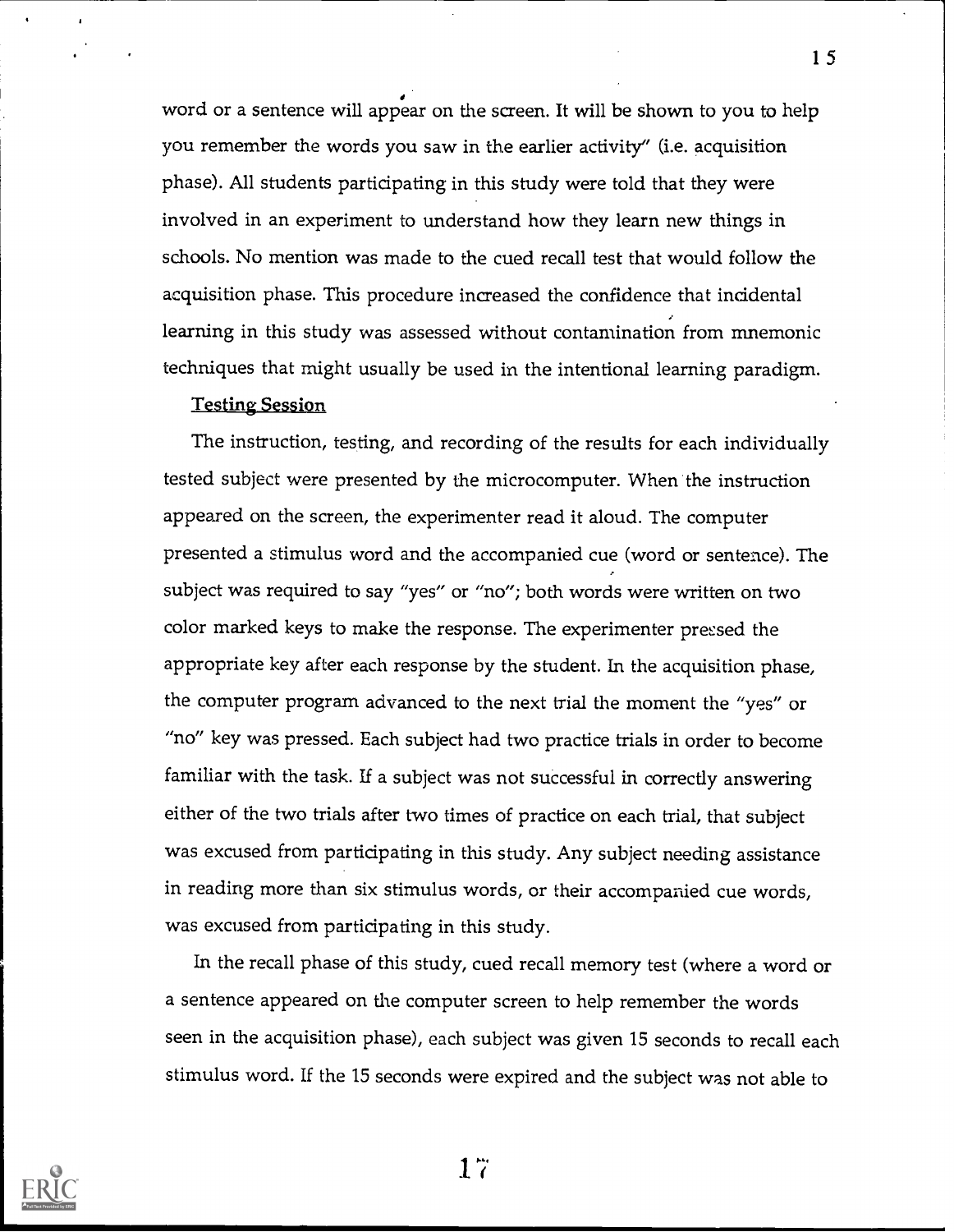word or a sentence will appear on the screen. It will be shown to you to help you remember the words you saw in the earlier activity" (i.e. acquisition phase). All students participating in this study were told that they were involved in an experiment to understand how they learn new things in schools. No mention was made to the cued recall test that would follow the acquisition phase. This procedure increased the confidence that incidental learning in this study was assessed without contamination from mnemonic techniques that might usually be used in the intentional learning paradigm.

### Testing Session

The instruction, testing, and recording of the results for each individually tested subject were presented by the microcomputer. When the instruction appeared on the screen, the experimenter read it aloud. The computer presented a stimulus word and the accompanied cue (word or sentence). The subject was required to say "yes" or "no"; both words were written on two color marked keys to make the response. The experimenter pressed the appropriate key after each response by the student. In the acquisition phase, the computer program advanced to the next trial the moment the "yes" or "no" key was pressed. Each subject had two practice trials in order to become familiar with the task. If a subject was not successful in correctly answering either of the two trials after two times of practice on each trial, that subject was excused from participating in this study. Any subject needing assistance in reading more than six stimulus words, or their accompanied cue words, was excused from participating in this study.

In the recall phase of this study, cued recall memory test (where a word or a sentence appeared on the computer screen to help remember the words seen in the acquisition phase), each subject was given 15 seconds to recall each stimulus word. If the 15 seconds were expired and the subject was not able to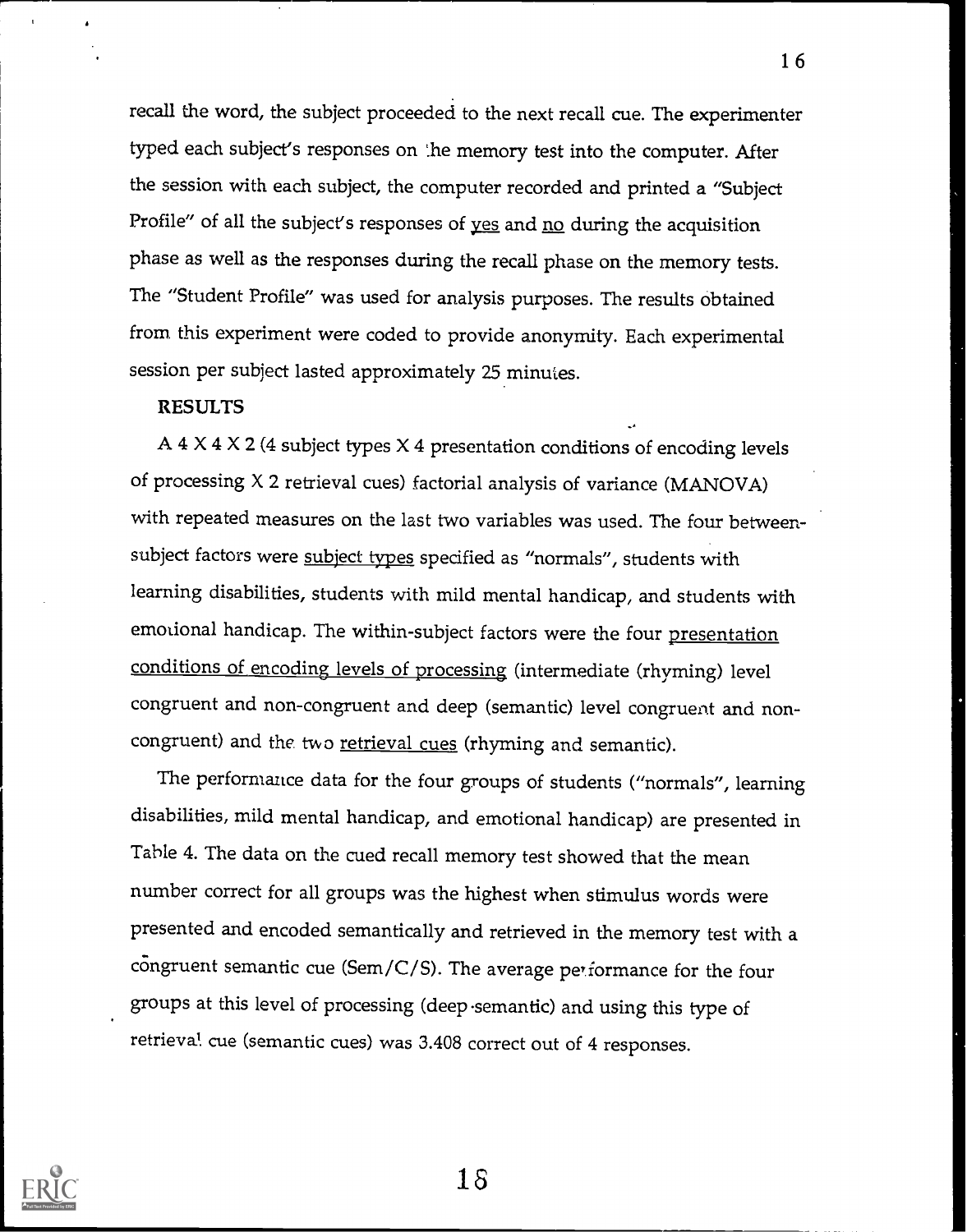recall the word, the subject proceeded to the next recall cue. The experimenter typed each subject's responses on the memory test into the computer. After the session with each subject, the computer recorded and printed a "Subject Profile" of all the subject's responses of yes and no during the acquisition phase as well as the responses during the recall phase on the memory tests. The "Student Profile" was used for analysis purposes. The results obtained from this experiment were coded to provide anonymity. Each experimental session per subject lasted approximately 25 minutes.

## RESULTS

A 4 X 4 X 2 (4 subject types X 4 presentation conditions of encoding levels of processing X 2 retrieval cues) factorial analysis of variance (MANOVA) with repeated measures on the last two variables was used. The four between-subject factors were subject types specified as "normals", students with learning disabilities, students with mild mental handicap, and students with emotional handicap. The within-subject factors were the four presentation conditions of encoding levels of processing (intermediate (rhyming) level congruent and non-congruent and deep (semantic) level congruent and non-congruent) and the two retrieval cues (rhyming and semantic).

The performance data for the four groups of students ("normals", learning disabilities, mild mental handicap, and emotional handicap) are presented in Table 4. The data on the cued recall memory test showed that the mean number correct for all groups was the highest when stimulus words were presented and encoded semantically and retrieved in the memory test with a congruent semantic cue (Sem/C/S). The average performance for the four groups at this level of processing (deep-semantic) and using this type of retrieval cue (semantic cues) was 3.408 correct out of 4 responses.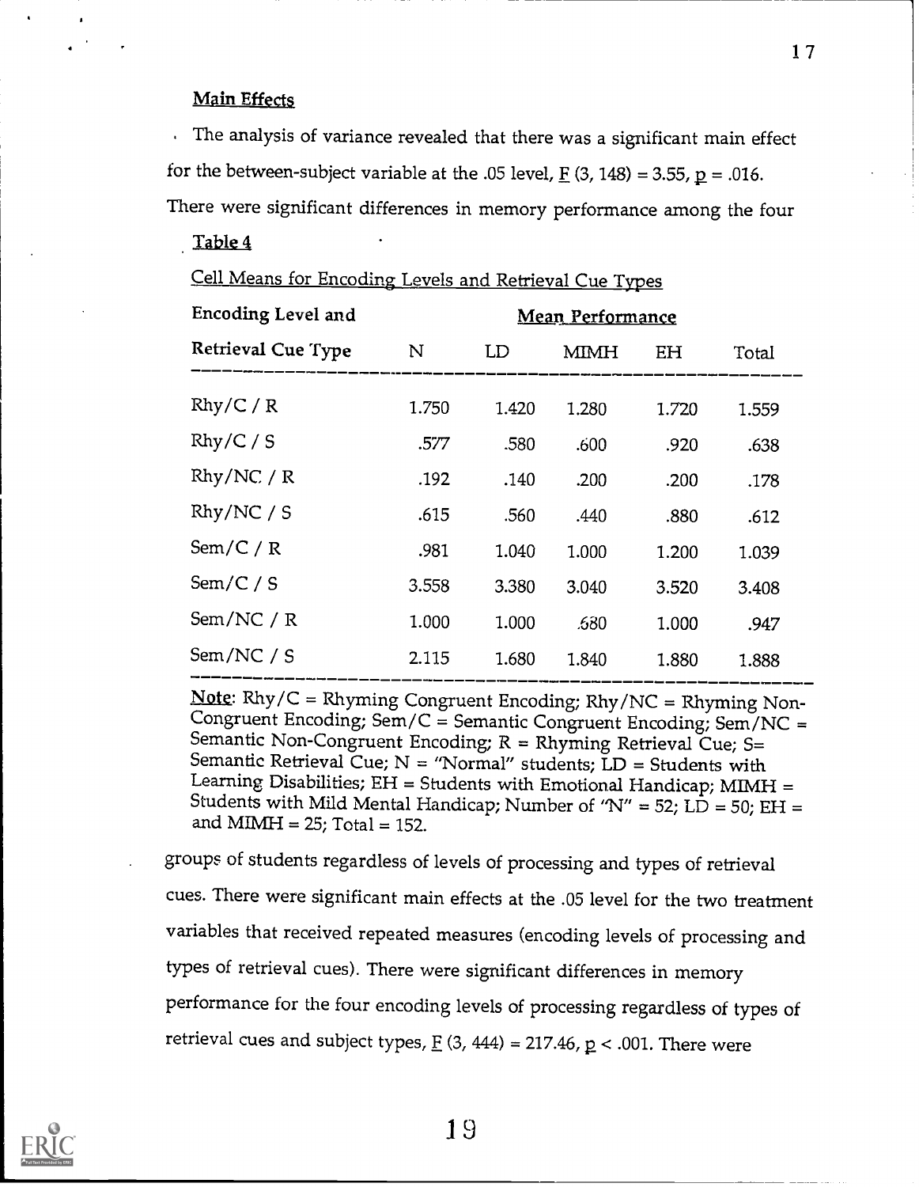## Main Effects

The analysis of variance revealed that there was a significant main effect for the between-subject variable at the .05 level, $F(3, 148) = 3.55$, $p = .016$. There were significant differences in memory performance among the four groups of students regardless of levels of processing and types of retrieval cues. There were significant main effects at the .05 level for the two treatment variables that received repeated measures (encoding levels of processing and types of retrieval cues). There were significant differences in memory performance for the four encoding levels of processing regardless of types of retrieval cues and subject types, $F(3, 444) = 217.46$, $p < .001$. There were

Table 4

Cell Means for Encoding Levels and Retrieval Cue Types

| Encoding Level and | Mean Performance | | | | |
|---|---|---|---|---|---|
| Retrieval Cue Type | N | LD | MIMH | EH | Total |
| Rhy/C / R | 1.750 | 1.420 | 1.280 | 1.720 | 1.559 |
| Rhy/C / S | .577 | .580 | .600 | .920 | .638 |
| Rhy/NC / R | .192 | .140 | .200 | .200 | .178 |
| Rhy/NC / S | .615 | .560 | .440 | .880 | .612 |
| Sem/C / R | .981 | 1.040 | 1.000 | 1.200 | 1.039 |
| Sem/C / S | 3.558 | 3.380 | 3.040 | 3.520 | 3.408 |
| Sem/NC / R | 1.000 | 1.000 | .680 | 1.000 | .947 |
| Sem/NC / S | 2.115 | 1.680 | 1.840 | 1.880 | 1.888 |

Note: Rhy/C = Rhyming Congruent Encoding; Rhy/NC = Rhyming Non-Congruent Encoding; Sem/C = Semantic Congruent Encoding; Sem/NC = Semantic Non-Congruent Encoding; R = Rhyming Retrieval Cue; S= Semantic Retrieval Cue; N = "Normal" students; LD = Students with Learning Disabilities; EH = Students with Emotional Handicap; MIMH = Students with Mild Mental Handicap; Number of "N" = 52; LD = 50; EH = and MIMH = 25; Total = 152.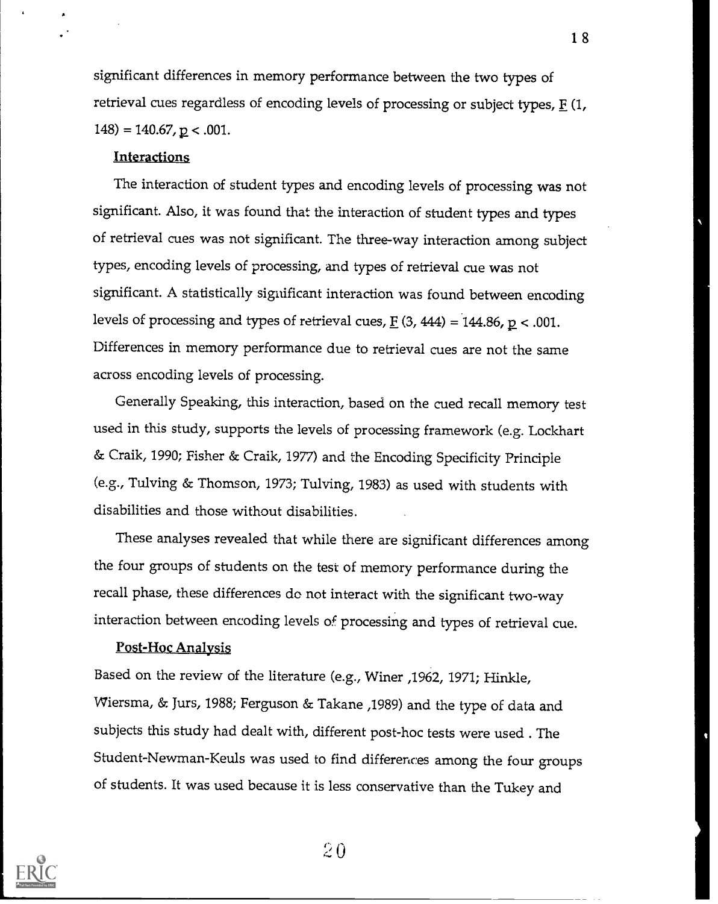significant differences in memory performance between the two types of retrieval cues regardless of encoding levels of processing or subject types, $F(1, 148) = 140.67, p < .001$.

### Interactions

The interaction of student types and encoding levels of processing was not significant. Also, it was found that the interaction of student types and types of retrieval cues was not significant. The three-way interaction among subject types, encoding levels of processing, and types of retrieval cue was not significant. A statistically significant interaction was found between encoding levels of processing and types of retrieval cues, $F(3, 444) = 144.86, p < .001$. Differences in memory performance due to retrieval cues are not the same across encoding levels of processing.

Generally Speaking, this interaction, based on the cued recall memory test used in this study, supports the levels of processing framework (e.g. Lockhart & Craik, 1990; Fisher & Craik, 1977) and the Encoding Specificity Principle (e.g., Tulving & Thomson, 1973; Tulving, 1983) as used with students with disabilities and those without disabilities.

These analyses revealed that while there are significant differences among the four groups of students on the test of memory performance during the recall phase, these differences do not interact with the significant two-way interaction between encoding levels of processing and types of retrieval cue.

### Post-Hoc Analysis

Based on the review of the literature (e.g., Winer ,1962, 1971; Hinkle, Wiersma, & Jurs, 1988; Ferguson & Takane ,1989) and the type of data and subjects this study had dealt with, different post-hoc tests were used . The Student-Newman-Keuls was used to find differences among the four groups of students. It was used because it is less conservative than the Tukey and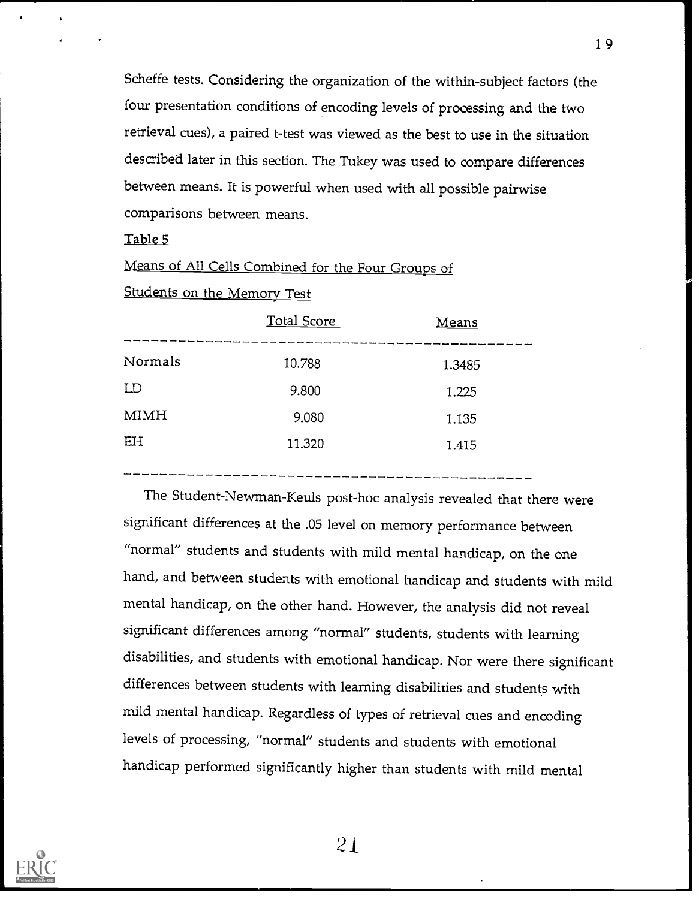Scheffe tests. Considering the organization of the within-subject factors (the four presentation conditions of encoding levels of processing and the two retrieval cues), a paired t-test was viewed as the best to use in the situation described later in this section. The Tukey was used to compare differences between means. It is powerful when used with all possible pairwise comparisons between means.

Table 5

Means of All Cells Combined for the Four Groups of Students on the Memory Test

| | Total Score | Means |
|---|---|---|
| Normals | 10.788 | 1.3485 |
| LD | 9.800 | 1.225 |
| MIMH | 9.080 | 1.135 |
| EH | 11.320 | 1.415 |

The Student-Newman-Keuls post-hoc analysis revealed that there were significant differences at the .05 level on memory performance between "normal" students and students with mild mental handicap, on the one hand, and between students with emotional handicap and students with mild mental handicap, on the other hand. However, the analysis did not reveal significant differences among "normal" students, students with learning disabilities, and students with emotional handicap. Nor were there significant differences between students with learning disabilities and students with mild mental handicap. Regardless of types of retrieval cues and encoding levels of processing, "normal" students and students with emotional handicap performed significantly higher than students with mild mental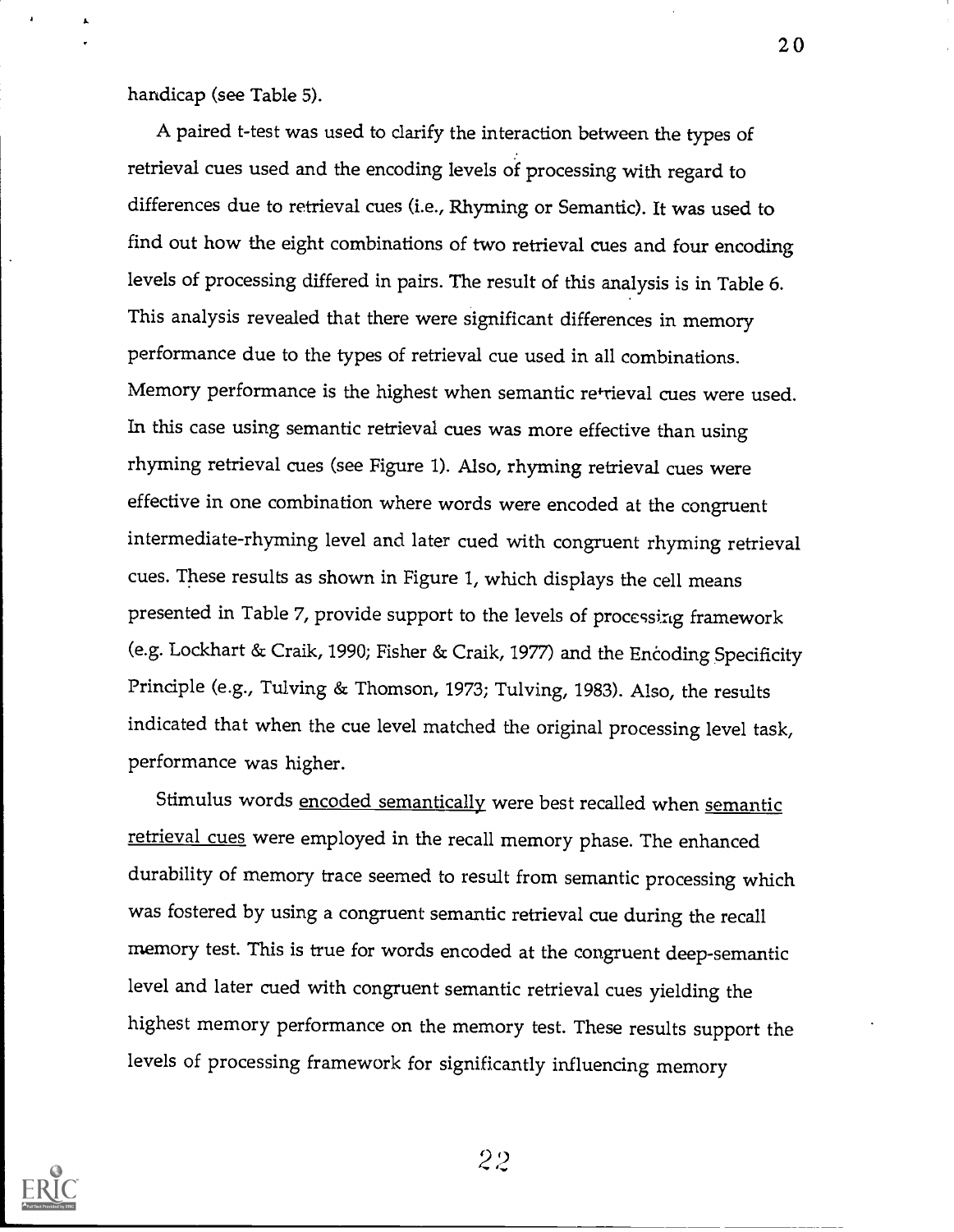handicap (see Table 5).

A paired t-test was used to clarify the interaction between the types of retrieval cues used and the encoding levels of processing with regard to differences due to retrieval cues (i.e., Rhyming or Semantic). It was used to find out how the eight combinations of two retrieval cues and four encoding levels of processing differed in pairs. The result of this analysis is in Table 6. This analysis revealed that there were significant differences in memory performance due to the types of retrieval cue used in all combinations. Memory performance is the highest when semantic retrieval cues were used. In this case using semantic retrieval cues was more effective than using rhyming retrieval cues (see Figure 1). Also, rhyming retrieval cues were effective in one combination where words were encoded at the congruent intermediate-rhyming level and later cued with congruent rhyming retrieval cues. These results as shown in Figure 1, which displays the cell means presented in Table 7, provide support to the levels of processing framework (e.g. Lockhart & Craik, 1990; Fisher & Craik, 1977) and the Encoding Specificity Principle (e.g., Tulving & Thomson, 1973; Tulving, 1983). Also, the results indicated that when the cue level matched the original processing level task, performance was higher.

Stimulus words encoded semantically were best recalled when semantic retrieval cues were employed in the recall memory phase. The enhanced durability of memory trace seemed to result from semantic processing which was fostered by using a congruent semantic retrieval cue during the recall memory test. This is true for words encoded at the congruent deep-semantic level and later cued with congruent semantic retrieval cues yielding the highest memory performance on the memory test. These results support the levels of processing framework for significantly influencing memory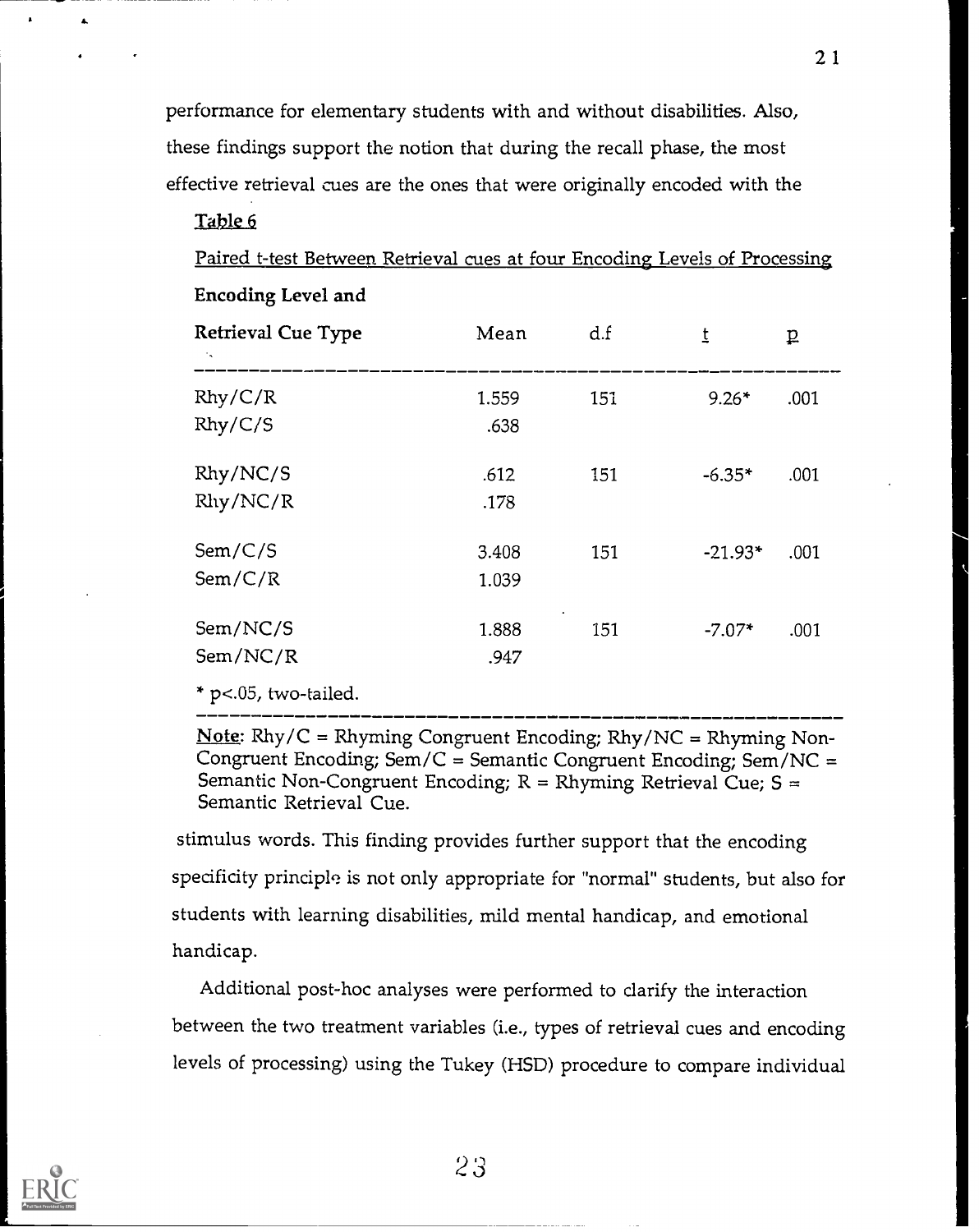performance for elementary students with and without disabilities. Also, these findings support the notion that during the recall phase, the most effective retrieval cues are the ones that were originally encoded with the

Table 6

Paired t-test Between Retrieval cues at four Encoding Levels of Processing

| Encoding Level and Retrieval Cue Type | Mean | d.f | t | p |
|---|---|---|---|---|
| Rhy/C/R | 1.559 | 151 | 9.26* | .001 |
| Rhy/C/S | .638 | | | |
| Rhy/NC/S | .612 | 151 | -6.35* | .001 |
| Rhy/NC/R | .178 | | | |
| Sem/C/S | 3.408 | 151 | -21.93* | .001 |
| Sem/C/R | 1.039 | | | |
| Sem/NC/S | 1.888 | 151 | -7.07* | .001 |
| Sem/NC/R | .947 | | | |

* $p<.05$, two-tailed.

Note: Rhy/C = Rhyming Congruent Encoding; Rhy/NC = Rhyming Non-Congruent Encoding; Sem/C = Semantic Congruent Encoding; Sem/NC = Semantic Non-Congruent Encoding; R = Rhyming Retrieval Cue; S = Semantic Retrieval Cue.

stimulus words. This finding provides further support that the encoding specificity principle is not only appropriate for "normal" students, but also for students with learning disabilities, mild mental handicap, and emotional handicap.

Additional post-hoc analyses were performed to clarify the interaction between the two treatment variables (i.e., types of retrieval cues and encoding levels of processing) using the Tukey (HSD) procedure to compare individual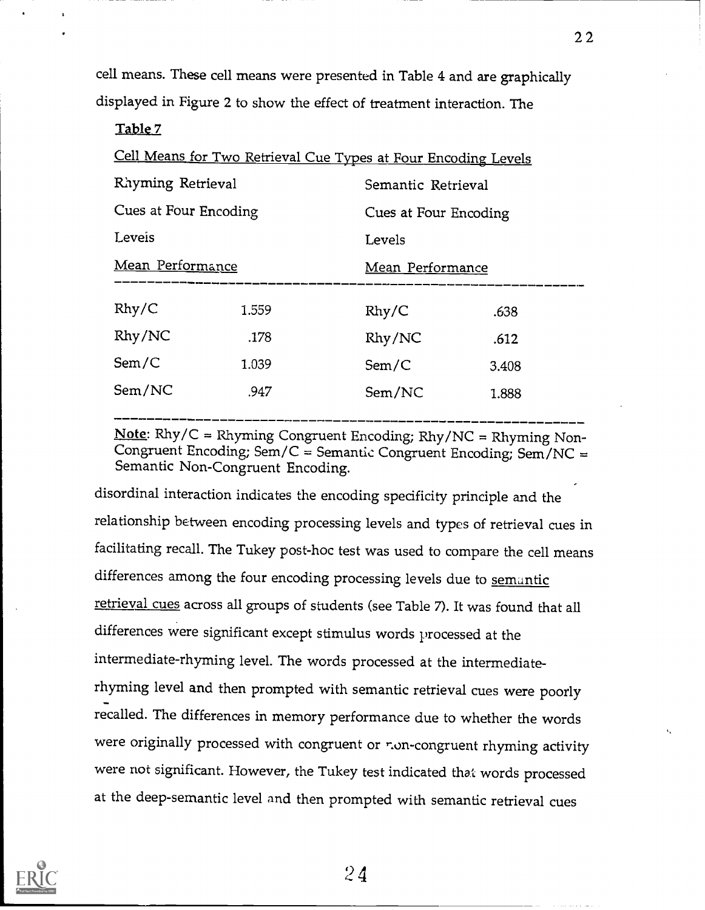cell means. These cell means were presented in Table 4 and are graphically displayed in Figure 2 to show the effect of treatment interaction. The

Table 7

Cell Means for Two Retrieval Cue Types at Four Encoding Levels

| Rhyming Retrieval Cues at Four Encoding Levels | | Semantic Retrieval Cues at Four Encoding Levels | |
|---|---|---|---|
| Mean Performance | | Mean Performance | |
| Rhy/C | 1.559 | Rhy/C | .638 |
| Rhy/NC | .178 | Rhy/NC | .612 |
| Sem/C | 1.039 | Sem/C | 3.408 |
| Sem/NC | .947 | Sem/NC | 1.888 |

Note: Rhy/C = Rhyming Congruent Encoding; Rhy/NC = Rhyming Non-Congruent Encoding; Sem/C = Semantic Congruent Encoding; Sem/NC = Semantic Non-Congruent Encoding.

disordinal interaction indicates the encoding specificity principle and the relationship between encoding processing levels and types of retrieval cues in facilitating recall. The Tukey post-hoc test was used to compare the cell means differences among the four encoding processing levels due to semantic retrieval cues across all groups of students (see Table 7). It was found that all differences were significant except stimulus words processed at the intermediate-rhyming level. The words processed at the intermediate-rhyming level and then prompted with semantic retrieval cues were poorly recalled. The differences in memory performance due to whether the words were originally processed with congruent or non-congruent rhyming activity were not significant. However, the Tukey test indicated that words processed at the deep-semantic level and then prompted with semantic retrieval cues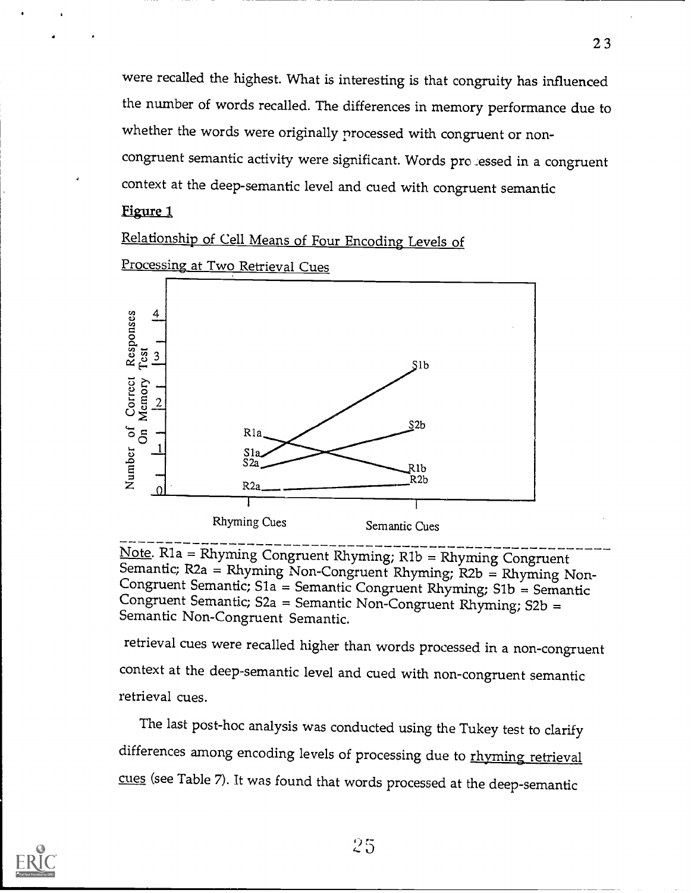were recalled the highest. What is interesting is that congruity has influenced the number of words recalled. The differences in memory performance due to whether the words were originally processed with congruent or non-congruent semantic activity were significant. Words processed in a congruent context at the deep-semantic level and cued with congruent semantic

**Figure 1**

Relationship of Cell Means of Four Encoding Levels of Processing at Two Retrieval Cues

Note. R1a = Rhyming Congruent Rhyming; R1b = Rhyming Congruent Semantic; R2a = Rhyming Non-Congruent Rhyming; R2b = Rhyming Non-Congruent Semantic; S1a = Semantic Congruent Rhyming; S1b = Semantic Congruent Semantic; S2a = Semantic Non-Congruent Rhyming; S2b = Semantic Non-Congruent Semantic.

retrieval cues were recalled higher than words processed in a non-congruent context at the deep-semantic level and cued with non-congruent semantic retrieval cues.

The last post-hoc analysis was conducted using the Tukey test to clarify differences among encoding levels of processing due to rhyming retrieval cues (see Table 7). It was found that words processed at the deep-semantic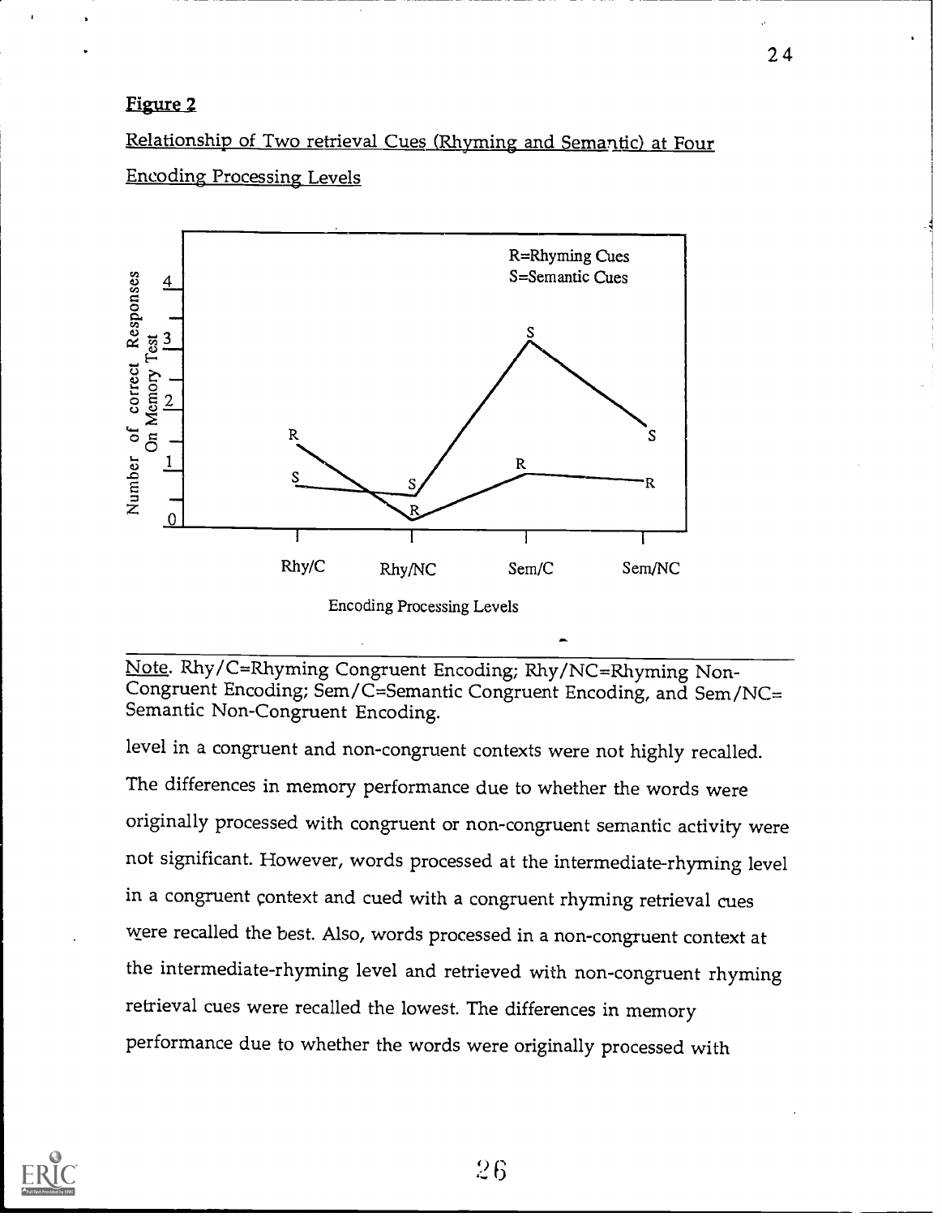**Figure 2**

Relationship of Two retrieval Cues (Rhyming and Semantic) at Four Encoding Processing Levels

Note. Rhy/C=Rhyming Congruent Encoding; Rhy/NC=Rhyming Non-Congruent Encoding; Sem/C=Semantic Congruent Encoding, and Sem/NC= Semantic Non-Congruent Encoding.

level in a congruent and non-congruent contexts were not highly recalled. The differences in memory performance due to whether the words were originally processed with congruent or non-congruent semantic activity were not significant. However, words processed at the intermediate-rhyming level in a congruent context and cued with a congruent rhyming retrieval cues were recalled the best. Also, words processed in a non-congruent context at the intermediate-rhyming level and retrieved with non-congruent rhyming retrieval cues were recalled the lowest. The differences in memory performance due to whether the words were originally processed with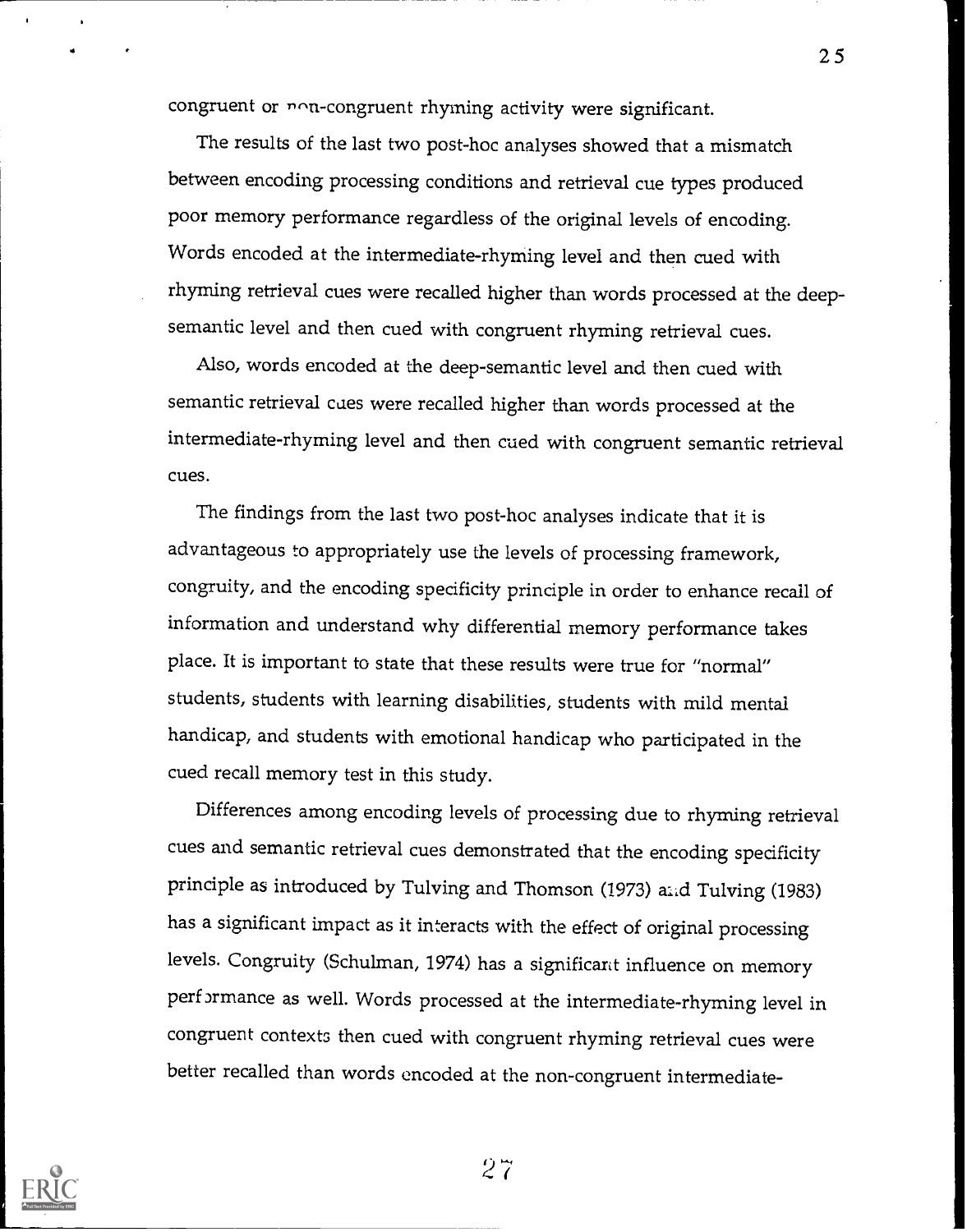congruent or non-congruent rhyming activity were significant.

The results of the last two post-hoc analyses showed that a mismatch between encoding processing conditions and retrieval cue types produced poor memory performance regardless of the original levels of encoding. Words encoded at the intermediate-rhyming level and then cued with rhyming retrieval cues were recalled higher than words processed at the deep-semantic level and then cued with congruent rhyming retrieval cues.

Also, words encoded at the deep-semantic level and then cued with semantic retrieval cues were recalled higher than words processed at the intermediate-rhyming level and then cued with congruent semantic retrieval cues.

The findings from the last two post-hoc analyses indicate that it is advantageous to appropriately use the levels of processing framework, congruity, and the encoding specificity principle in order to enhance recall of information and understand why differential memory performance takes place. It is important to state that these results were true for "normal" students, students with learning disabilities, students with mild mental handicap, and students with emotional handicap who participated in the cued recall memory test in this study.

Differences among encoding levels of processing due to rhyming retrieval cues and semantic retrieval cues demonstrated that the encoding specificity principle as introduced by Tulving and Thomson (1973) and Tulving (1983) has a significant impact as it interacts with the effect of original processing levels. Congruity (Schulman, 1974) has a significant influence on memory performance as well. Words processed at the intermediate-rhyming level in congruent contexts then cued with congruent rhyming retrieval cues were better recalled than words encoded at the non-congruent intermediate-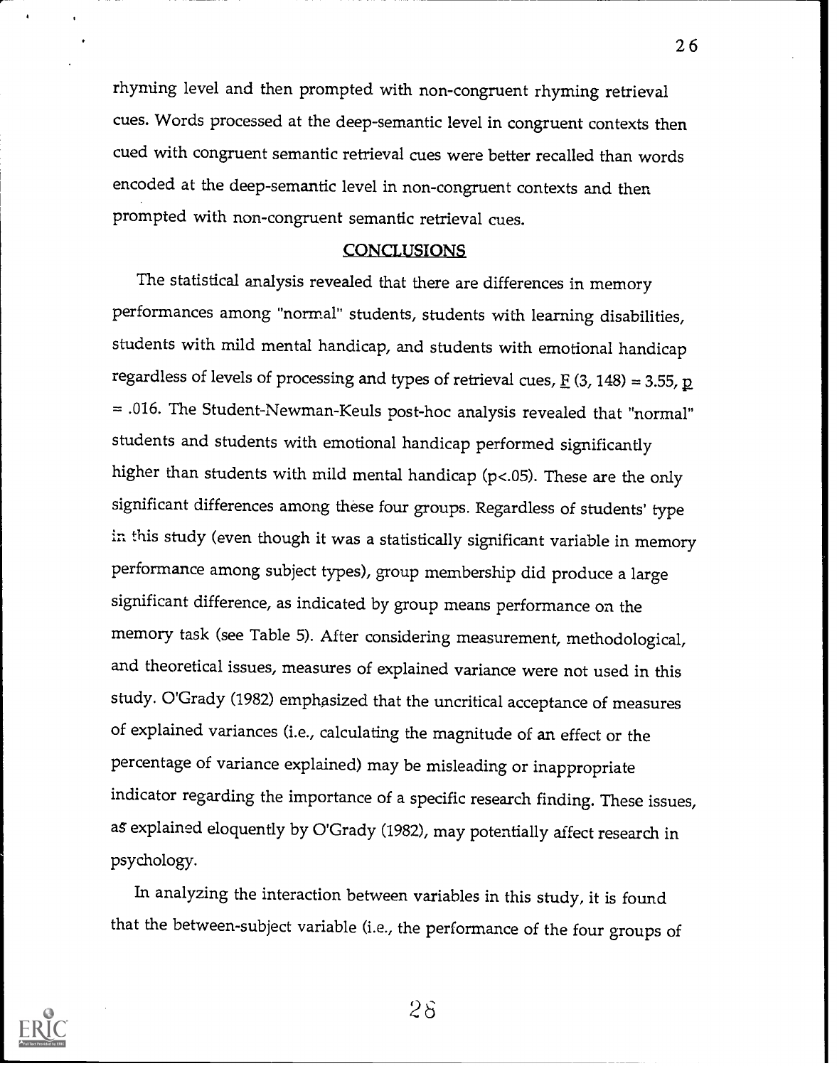rhyming level and then prompted with non-congruent rhyming retrieval cues. Words processed at the deep-semantic level in congruent contexts then cued with congruent semantic retrieval cues were better recalled than words encoded at the deep-semantic level in non-congruent contexts and then prompted with non-congruent semantic retrieval cues.

## CONCLUSIONS

The statistical analysis revealed that there are differences in memory performances among "normal" students, students with learning disabilities, students with mild mental handicap, and students with emotional handicap regardless of levels of processing and types of retrieval cues, $F(3, 148) = 3.55$, $p = .016$. The Student-Newman-Keuls post-hoc analysis revealed that "normal" students and students with emotional handicap performed significantly higher than students with mild mental handicap ($p<.05$). These are the only significant differences among these four groups. Regardless of students' type in this study (even though it was a statistically significant variable in memory performance among subject types), group membership did produce a large significant difference, as indicated by group means performance on the memory task (see Table 5). After considering measurement, methodological, and theoretical issues, measures of explained variance were not used in this study. O'Grady (1982) emphasized that the uncritical acceptance of measures of explained variances (i.e., calculating the magnitude of an effect or the percentage of variance explained) may be misleading or inappropriate indicator regarding the importance of a specific research finding. These issues, as explained eloquently by O'Grady (1982), may potentially affect research in psychology.

In analyzing the interaction between variables in this study, it is found that the between-subject variable (i.e., the performance of the four groups of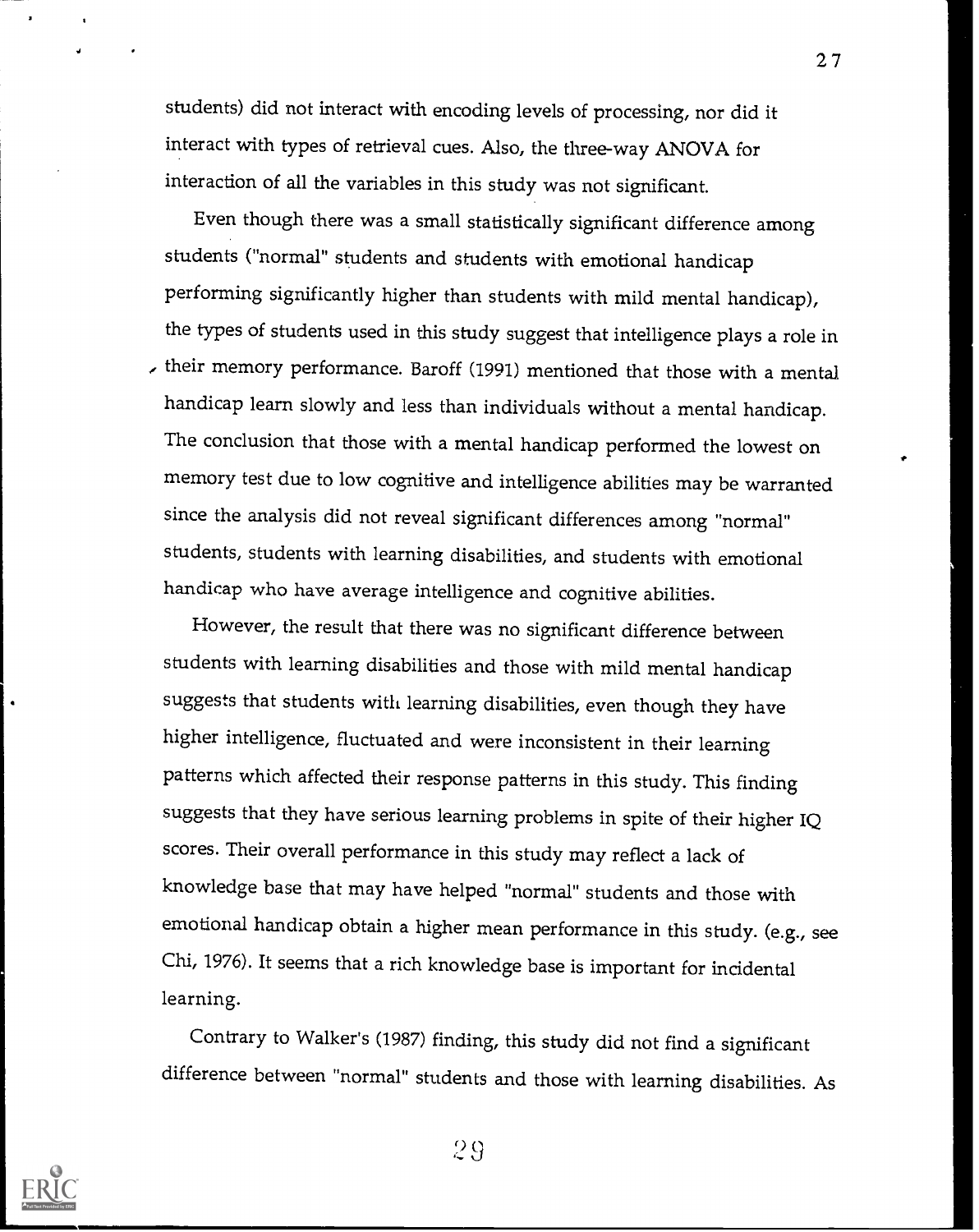students) did not interact with encoding levels of processing, nor did it interact with types of retrieval cues. Also, the three-way ANOVA for interaction of all the variables in this study was not significant.

Even though there was a small statistically significant difference among students ("normal" students and students with emotional handicap performing significantly higher than students with mild mental handicap), the types of students used in this study suggest that intelligence plays a role in their memory performance. Baroff (1991) mentioned that those with a mental handicap learn slowly and less than individuals without a mental handicap. The conclusion that those with a mental handicap performed the lowest on memory test due to low cognitive and intelligence abilities may be warranted since the analysis did not reveal significant differences among "normal" students, students with learning disabilities, and students with emotional handicap who have average intelligence and cognitive abilities.

However, the result that there was no significant difference between students with learning disabilities and those with mild mental handicap suggests that students with learning disabilities, even though they have higher intelligence, fluctuated and were inconsistent in their learning patterns which affected their response patterns in this study. This finding suggests that they have serious learning problems in spite of their higher IQ scores. Their overall performance in this study may reflect a lack of knowledge base that may have helped "normal" students and those with emotional handicap obtain a higher mean performance in this study. (e.g., see Chi, 1976). It seems that a rich knowledge base is important for incidental learning.

Contrary to Walker's (1987) finding, this study did not find a significant difference between "normal" students and those with learning disabilities. As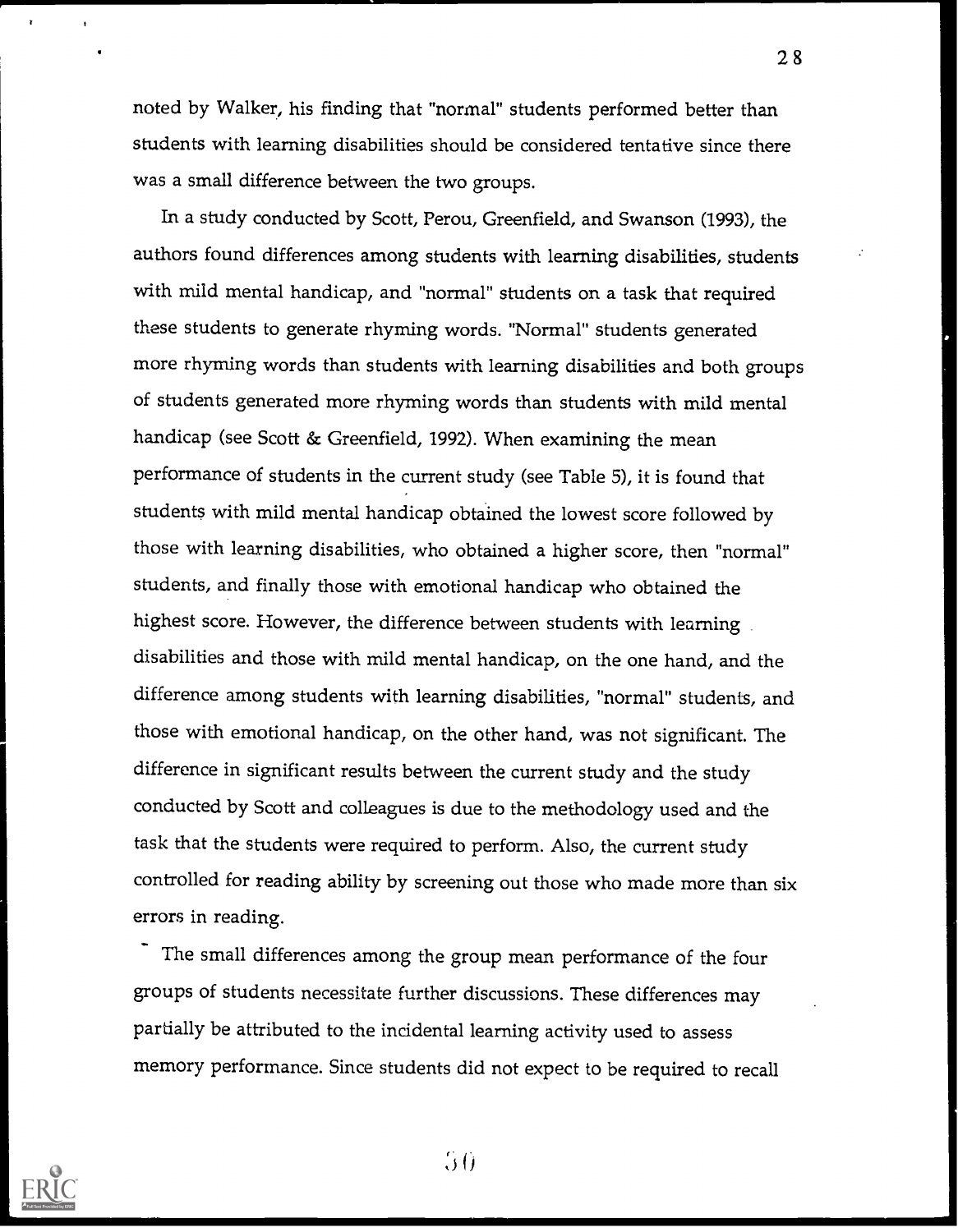noted by Walker, his finding that "normal" students performed better than students with learning disabilities should be considered tentative since there was a small difference between the two groups.

In a study conducted by Scott, Perou, Greenfield, and Swanson (1993), the authors found differences among students with learning disabilities, students with mild mental handicap, and "normal" students on a task that required these students to generate rhyming words. "Normal" students generated more rhyming words than students with learning disabilities and both groups of students generated more rhyming words than students with mild mental handicap (see Scott & Greenfield, 1992). When examining the mean performance of students in the current study (see Table 5), it is found that students with mild mental handicap obtained the lowest score followed by those with learning disabilities, who obtained a higher score, then "normal" students, and finally those with emotional handicap who obtained the highest score. However, the difference between students with learning disabilities and those with mild mental handicap, on the one hand, and the difference among students with learning disabilities, "normal" students, and those with emotional handicap, on the other hand, was not significant. The difference in significant results between the current study and the study conducted by Scott and colleagues is due to the methodology used and the task that the students were required to perform. Also, the current study controlled for reading ability by screening out those who made more than six errors in reading.

The small differences among the group mean performance of the four groups of students necessitate further discussions. These differences may partially be attributed to the incidental learning activity used to assess memory performance. Since students did not expect to be required to recall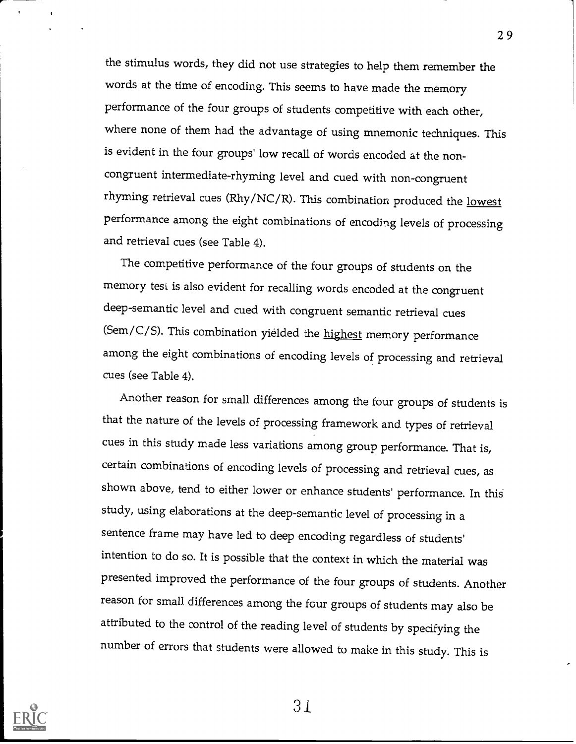the stimulus words, they did not use strategies to help them remember the words at the time of encoding. This seems to have made the memory performance of the four groups of students competitive with each other, where none of them had the advantage of using mnemonic techniques. This is evident in the four groups' low recall of words encoded at the non-congruent intermediate-rhyming level and cued with non-congruent rhyming retrieval cues (Rhy/NC/R). This combination produced the <u>lowest</u> performance among the eight combinations of encoding levels of processing and retrieval cues (see Table 4).

The competitive performance of the four groups of students on the memory test is also evident for recalling words encoded at the congruent deep-semantic level and cued with congruent semantic retrieval cues (Sem/C/S). This combination yielded the <u>highest</u> memory performance among the eight combinations of encoding levels of processing and retrieval cues (see Table 4).

Another reason for small differences among the four groups of students is that the nature of the levels of processing framework and types of retrieval cues in this study made less variations among group performance. That is, certain combinations of encoding levels of processing and retrieval cues, as shown above, tend to either lower or enhance students' performance. In this study, using elaborations at the deep-semantic level of processing in a sentence frame may have led to deep encoding regardless of students' intention to do so. It is possible that the context in which the material was presented improved the performance of the four groups of students. Another reason for small differences among the four groups of students may also be attributed to the control of the reading level of students by specifying the number of errors that students were allowed to make in this study. This is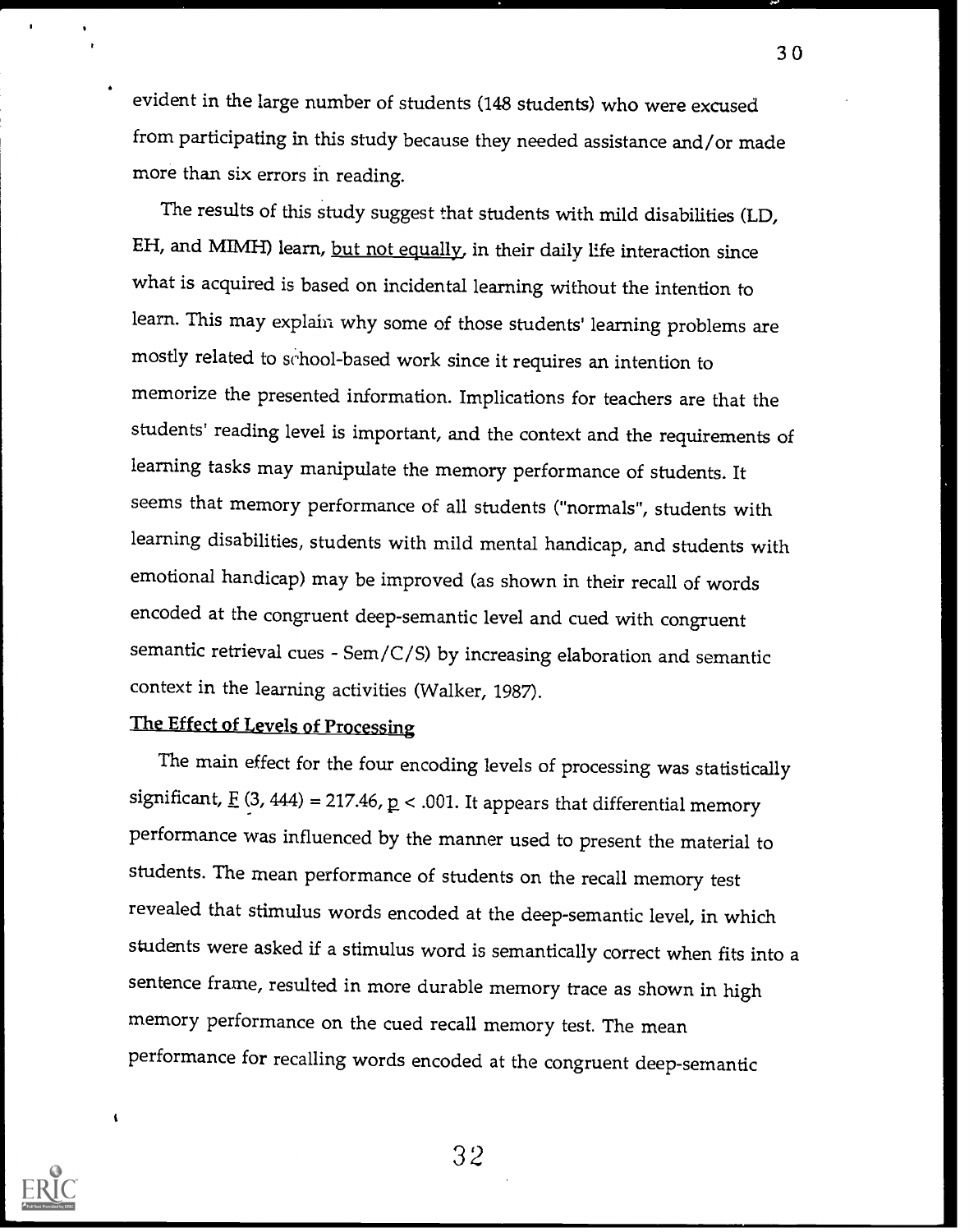evident in the large number of students (148 students) who were excused from participating in this study because they needed assistance and/or made more than six errors in reading.

The results of this study suggest that students with mild disabilities (LD, EH, and MIMH) learn, <u>but not equally</u>, in their daily life interaction since what is acquired is based on incidental learning without the intention to learn. This may explain why some of those students' learning problems are mostly related to school-based work since it requires an intention to memorize the presented information. Implications for teachers are that the students' reading level is important, and the context and the requirements of learning tasks may manipulate the memory performance of students. It seems that memory performance of all students ("normals", students with learning disabilities, students with mild mental handicap, and students with emotional handicap) may be improved (as shown in their recall of words encoded at the congruent deep-semantic level and cued with congruent semantic retrieval cues - Sem/C/S) by increasing elaboration and semantic context in the learning activities (Walker, 1987).

## The Effect of Levels of Processing

The main effect for the four encoding levels of processing was statistically significant, $F$ (3, 444) = 217.46, $p < .001$. It appears that differential memory performance was influenced by the manner used to present the material to students. The mean performance of students on the recall memory test revealed that stimulus words encoded at the deep-semantic level, in which students were asked if a stimulus word is semantically correct when fits into a sentence frame, resulted in more durable memory trace as shown in high memory performance on the cued recall memory test. The mean performance for recalling words encoded at the congruent deep-semantic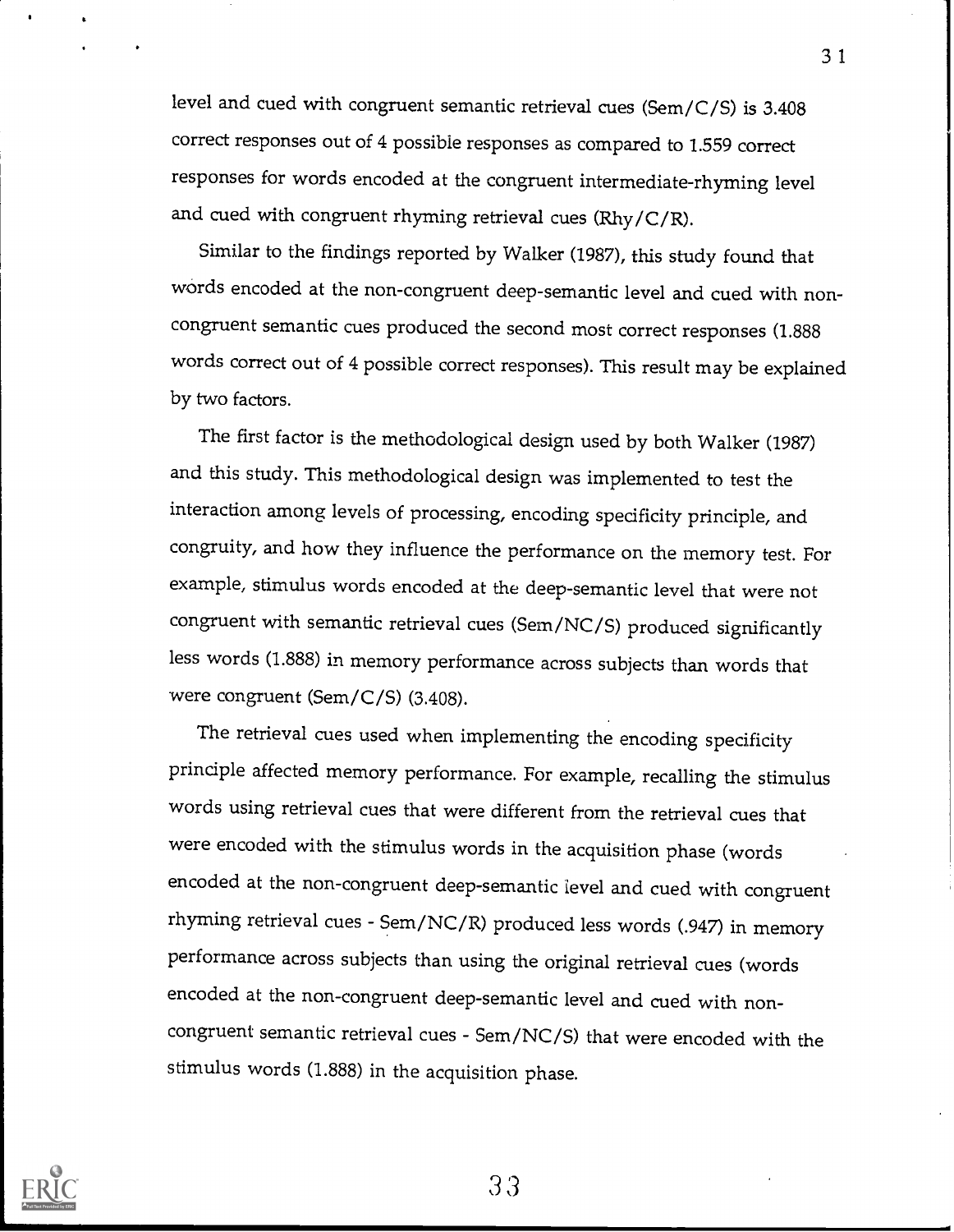level and cued with congruent semantic retrieval cues (Sem/C/S) is 3.408 correct responses out of 4 possible responses as compared to 1.559 correct responses for words encoded at the congruent intermediate-rhyming level and cued with congruent rhyming retrieval cues (Rhy/C/R).

Similar to the findings reported by Walker (1987), this study found that words encoded at the non-congruent deep-semantic level and cued with non-congruent semantic cues produced the second most correct responses (1.888 words correct out of 4 possible correct responses). This result may be explained by two factors.

The first factor is the methodological design used by both Walker (1987) and this study. This methodological design was implemented to test the interaction among levels of processing, encoding specificity principle, and congruity, and how they influence the performance on the memory test. For example, stimulus words encoded at the deep-semantic level that were not congruent with semantic retrieval cues (Sem/NC/S) produced significantly less words (1.888) in memory performance across subjects than words that were congruent (Sem/C/S) (3.408).

The retrieval cues used when implementing the encoding specificity principle affected memory performance. For example, recalling the stimulus words using retrieval cues that were different from the retrieval cues that were encoded with the stimulus words in the acquisition phase (words encoded at the non-congruent deep-semantic level and cued with congruent rhyming retrieval cues - Sem/NC/R) produced less words (.947) in memory performance across subjects than using the original retrieval cues (words encoded at the non-congruent deep-semantic level and cued with non-congruent semantic retrieval cues - Sem/NC/S) that were encoded with the stimulus words (1.888) in the acquisition phase.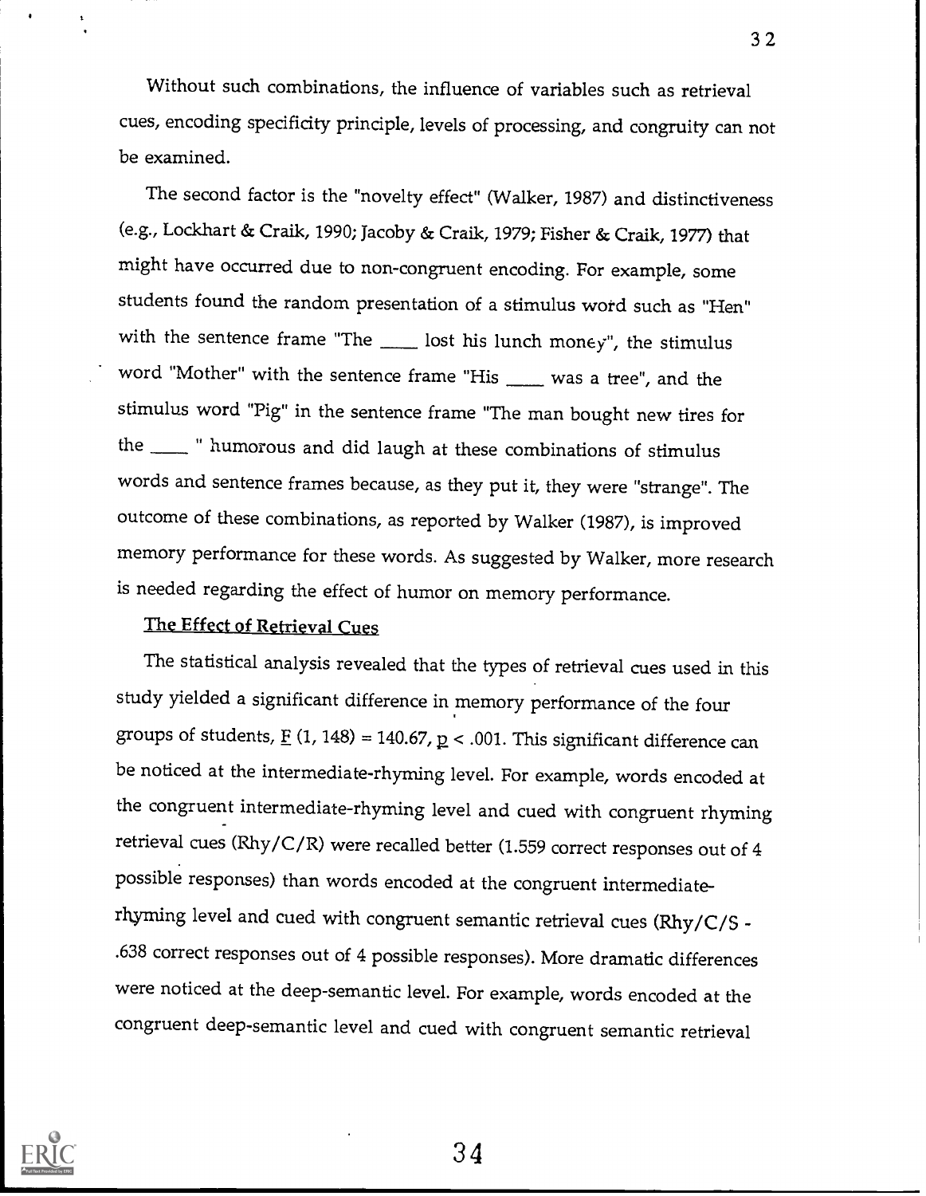Without such combinations, the influence of variables such as retrieval cues, encoding specificity principle, levels of processing, and congruity can not be examined.

The second factor is the "novelty effect" (Walker, 1987) and distinctiveness (e.g., Lockhart & Craik, 1990; Jacoby & Craik, 1979; Fisher & Craik, 1977) that might have occurred due to non-congruent encoding. For example, some students found the random presentation of a stimulus word such as "Hen" with the sentence frame "The ____ lost his lunch money", the stimulus word "Mother" with the sentence frame "His ____ was a tree", and the stimulus word "Pig" in the sentence frame "The man bought new tires for the ____ " humorous and did laugh at these combinations of stimulus words and sentence frames because, as they put it, they were "strange". The outcome of these combinations, as reported by Walker (1987), is improved memory performance for these words. As suggested by Walker, more research is needed regarding the effect of humor on memory performance.

<u>The Effect of Retrieval Cues</u>

The statistical analysis revealed that the types of retrieval cues used in this study yielded a significant difference in memory performance of the four groups of students, $F(1, 148) = 140.67$, $p < .001$. This significant difference can be noticed at the intermediate-rhyming level. For example, words encoded at the congruent intermediate-rhyming level and cued with congruent rhyming retrieval cues (Rhy/C/R) were recalled better (1.559 correct responses out of 4 possible responses) than words encoded at the congruent intermediate-rhyming level and cued with congruent semantic retrieval cues (Rhy/C/S - .638 correct responses out of 4 possible responses). More dramatic differences were noticed at the deep-semantic level. For example, words encoded at the congruent deep-semantic level and cued with congruent semantic retrieval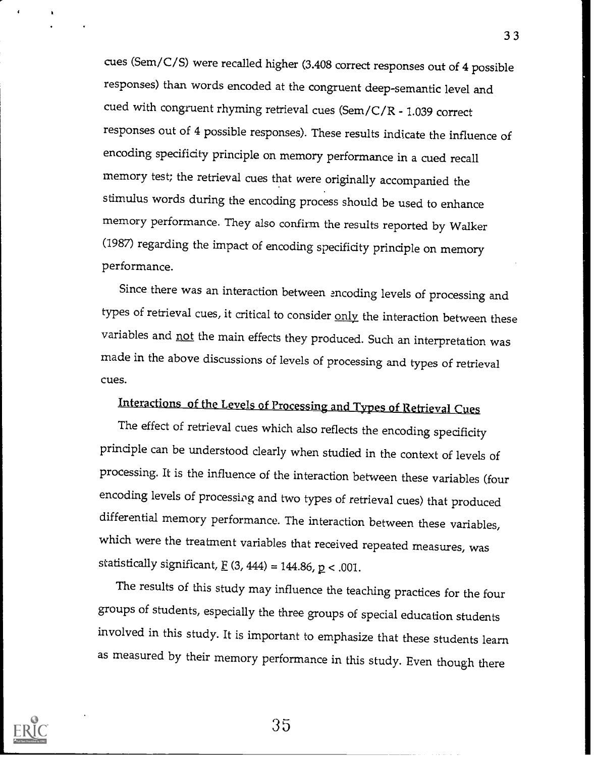cues (Sem/C/S) were recalled higher (3.408 correct responses out of 4 possible responses) than words encoded at the congruent deep-semantic level and cued with congruent rhyming retrieval cues (Sem/C/R - 1.039 correct responses out of 4 possible responses). These results indicate the influence of encoding specificity principle on memory performance in a cued recall memory test; the retrieval cues that were originally accompanied the stimulus words during the encoding process should be used to enhance memory performance. They also confirm the results reported by Walker (1987) regarding the impact of encoding specificity principle on memory performance.

Since there was an interaction between encoding levels of processing and types of retrieval cues, it critical to consider <u>only</u> the interaction between these variables and <u>not</u> the main effects they produced. Such an interpretation was made in the above discussions of levels of processing and types of retrieval cues.

## Interactions of the Levels of Processing and Types of Retrieval Cues

The effect of retrieval cues which also reflects the encoding specificity principle can be understood clearly when studied in the context of levels of processing. It is the influence of the interaction between these variables (four encoding levels of processing and two types of retrieval cues) that produced differential memory performance. The interaction between these variables, which were the treatment variables that received repeated measures, was statistically significant, $F(3, 444) = 144.86$, $p < .001$.

The results of this study may influence the teaching practices for the four groups of students, especially the three groups of special education students involved in this study. It is important to emphasize that these students learn as measured by their memory performance in this study. Even though there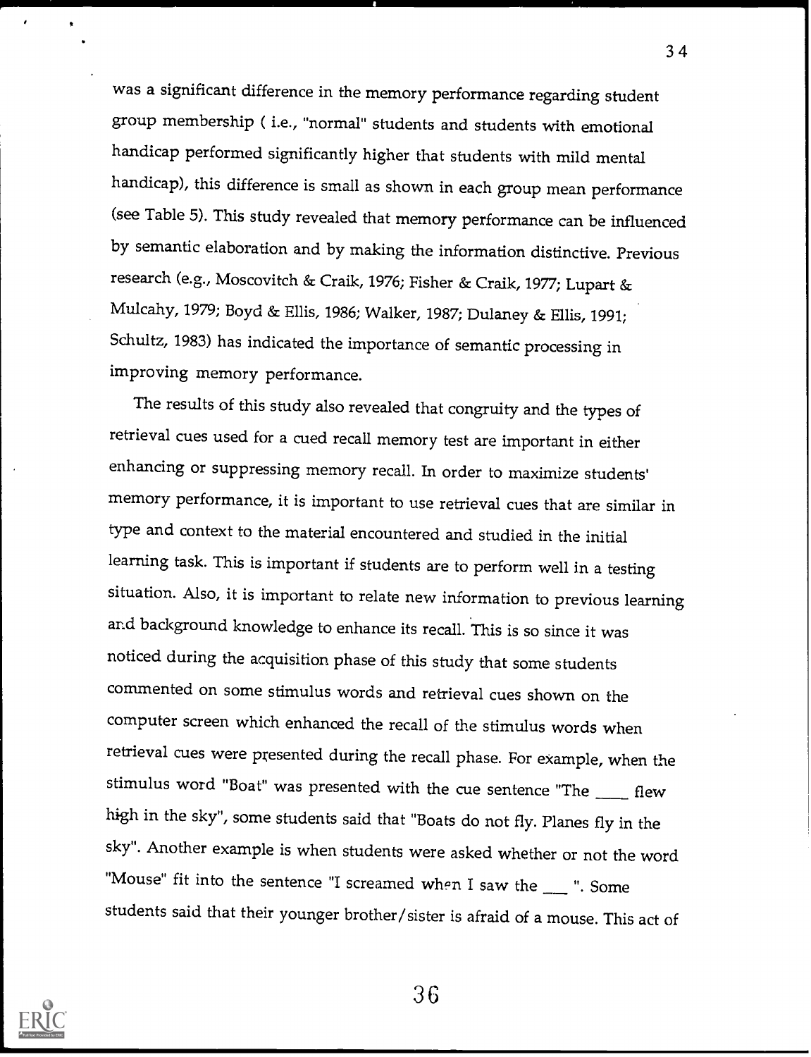was a significant difference in the memory performance regarding student group membership ( i.e., "normal" students and students with emotional handicap performed significantly higher that students with mild mental handicap), this difference is small as shown in each group mean performance (see Table 5). This study revealed that memory performance can be influenced by semantic elaboration and by making the information distinctive. Previous research (e.g., Moscovitch & Craik, 1976; Fisher & Craik, 1977; Lupart & Mulcahy, 1979; Boyd & Ellis, 1986; Walker, 1987; Dulaney & Ellis, 1991; Schultz, 1983) has indicated the importance of semantic processing in improving memory performance.

The results of this study also revealed that congruity and the types of retrieval cues used for a cued recall memory test are important in either enhancing or suppressing memory recall. In order to maximize students' memory performance, it is important to use retrieval cues that are similar in type and context to the material encountered and studied in the initial learning task. This is important if students are to perform well in a testing situation. Also, it is important to relate new information to previous learning and background knowledge to enhance its recall. This is so since it was noticed during the acquisition phase of this study that some students commented on some stimulus words and retrieval cues shown on the computer screen which enhanced the recall of the stimulus words when retrieval cues were presented during the recall phase. For example, when the stimulus word "Boat" was presented with the cue sentence "The ____ flew high in the sky", some students said that "Boats do not fly. Planes fly in the sky". Another example is when students were asked whether or not the word "Mouse" fit into the sentence "I screamed when I saw the ___ ". Some students said that their younger brother/sister is afraid of a mouse. This act of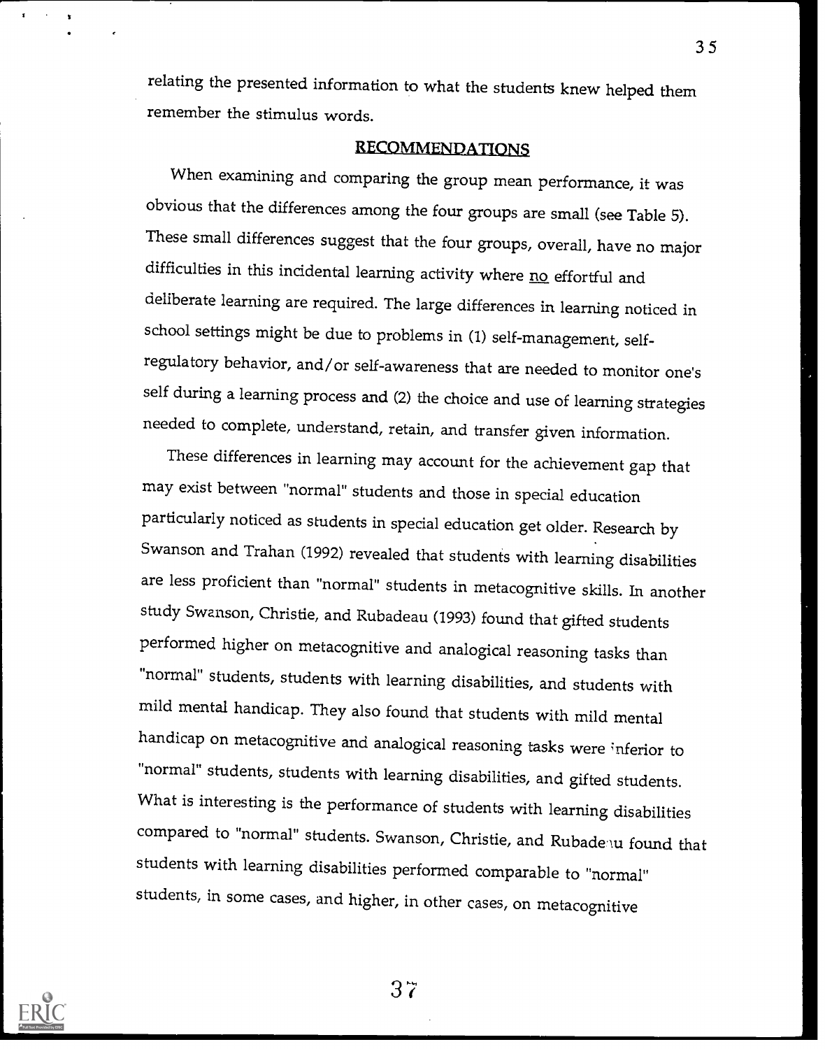relating the presented information to what the students knew helped them remember the stimulus words.

## RECOMMENDATIONS

When examining and comparing the group mean performance, it was obvious that the differences among the four groups are small (see Table 5). These small differences suggest that the four groups, overall, have no major difficulties in this incidental learning activity where no effortful and deliberate learning are required. The large differences in learning noticed in school settings might be due to problems in (1) self-management, self-regulatory behavior, and/or self-awareness that are needed to monitor one's self during a learning process and (2) the choice and use of learning strategies needed to complete, understand, retain, and transfer given information.

These differences in learning may account for the achievement gap that may exist between "normal" students and those in special education particularly noticed as students in special education get older. Research by Swanson and Trahan (1992) revealed that students with learning disabilities are less proficient than "normal" students in metacognitive skills. In another study Swanson, Christie, and Rubadeau (1993) found that gifted students performed higher on metacognitive and analogical reasoning tasks than "normal" students, students with learning disabilities, and students with mild mental handicap. They also found that students with mild mental handicap on metacognitive and analogical reasoning tasks were inferior to "normal" students, students with learning disabilities, and gifted students. What is interesting is the performance of students with learning disabilities compared to "normal" students. Swanson, Christie, and Rubadeau found that students with learning disabilities performed comparable to "normal" students, in some cases, and higher, in other cases, on metacognitive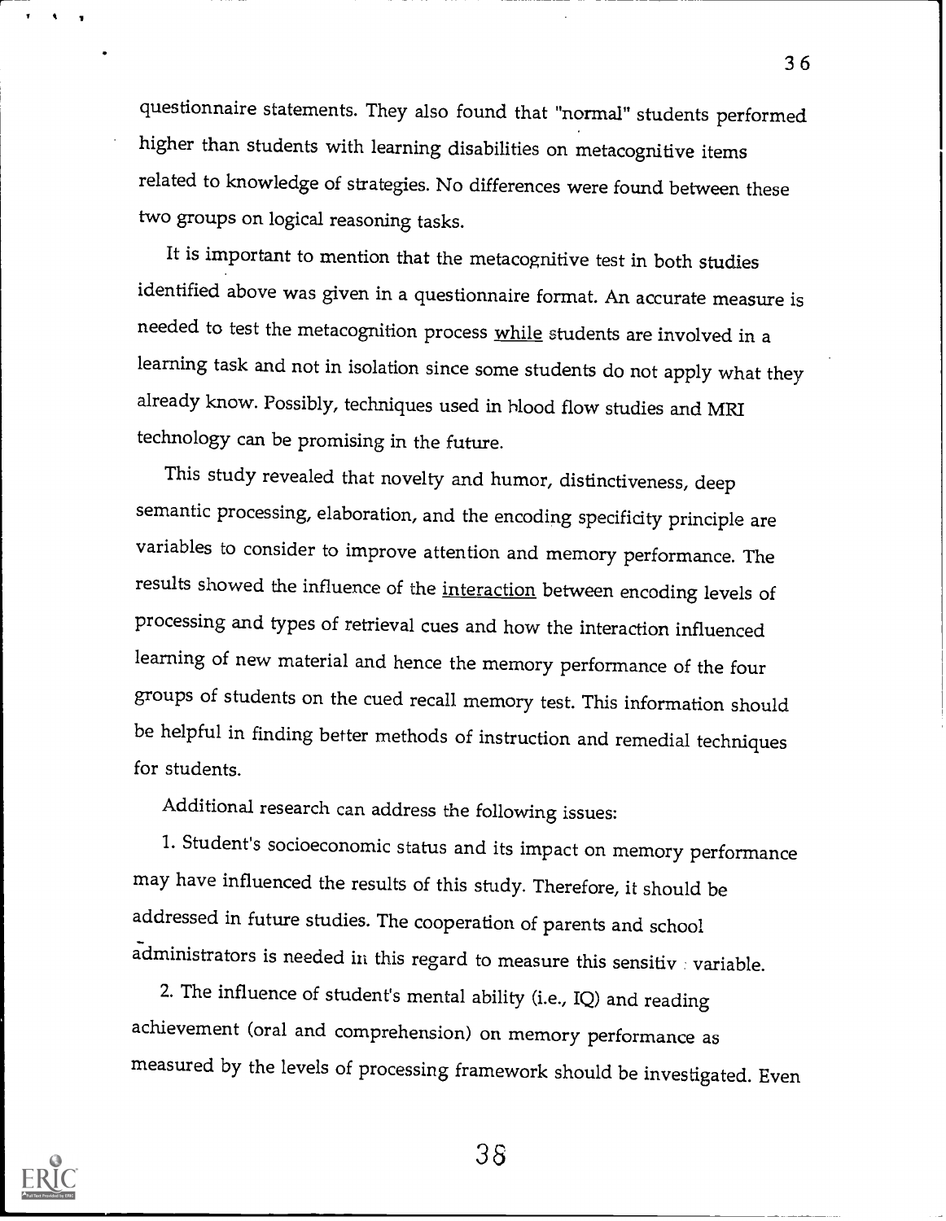questionnaire statements. They also found that "normal" students performed higher than students with learning disabilities on metacognitive items related to knowledge of strategies. No differences were found between these two groups on logical reasoning tasks.

It is important to mention that the metacognitive test in both studies identified above was given in a questionnaire format. An accurate measure is needed to test the metacognition process <u>while</u> students are involved in a learning task and not in isolation since some students do not apply what they already know. Possibly, techniques used in blood flow studies and MRI technology can be promising in the future.

This study revealed that novelty and humor, distinctiveness, deep semantic processing, elaboration, and the encoding specificity principle are variables to consider to improve attention and memory performance. The results showed the influence of the <u>interaction</u> between encoding levels of processing and types of retrieval cues and how the interaction influenced learning of new material and hence the memory performance of the four groups of students on the cued recall memory test. This information should be helpful in finding better methods of instruction and remedial techniques for students.

Additional research can address the following issues:

1. Student's socioeconomic status and its impact on memory performance may have influenced the results of this study. Therefore, it should be addressed in future studies. The cooperation of parents and school administrators is needed in this regard to measure this sensitive variable.

2. The influence of student's mental ability (i.e., IQ) and reading achievement (oral and comprehension) on memory performance as measured by the levels of processing framework should be investigated. Even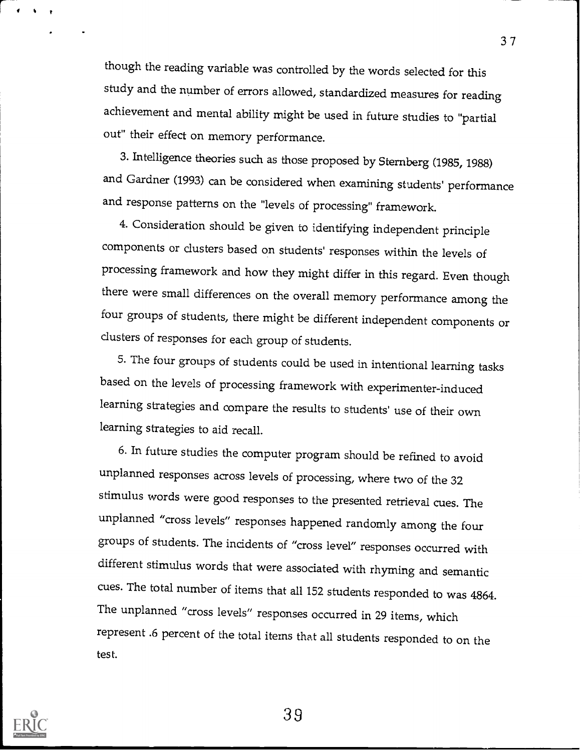though the reading variable was controlled by the words selected for this study and the number of errors allowed, standardized measures for reading achievement and mental ability might be used in future studies to "partial out" their effect on memory performance.

3. Intelligence theories such as those proposed by Sternberg (1985, 1988) and Gardner (1993) can be considered when examining students' performance and response patterns on the "levels of processing" framework.

4. Consideration should be given to identifying independent principle components or clusters based on students' responses within the levels of processing framework and how they might differ in this regard. Even though there were small differences on the overall memory performance among the four groups of students, there might be different independent components or clusters of responses for each group of students.

5. The four groups of students could be used in intentional learning tasks based on the levels of processing framework with experimenter-induced learning strategies and compare the results to students' use of their own learning strategies to aid recall.

6. In future studies the computer program should be refined to avoid unplanned responses across levels of processing, where two of the 32 stimulus words were good responses to the presented retrieval cues. The unplanned "cross levels" responses happened randomly among the four groups of students. The incidents of "cross level" responses occurred with different stimulus words that were associated with rhyming and semantic cues. The total number of items that all 152 students responded to was 4864. The unplanned "cross levels" responses occurred in 29 items, which represent .6 percent of the total items that all students responded to on the test.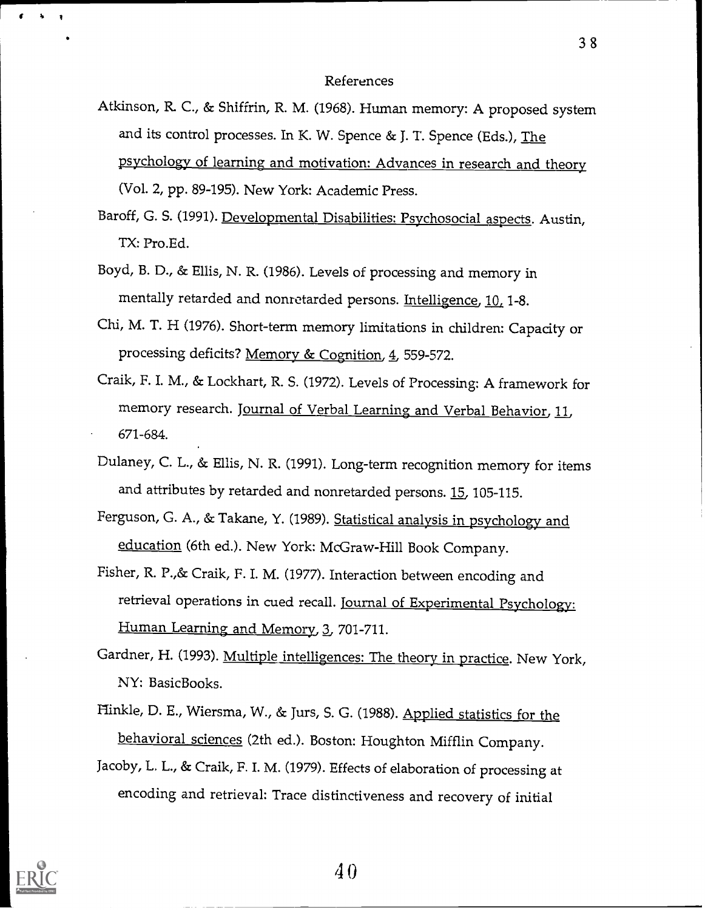References

Atkinson, R. C., & Shiffrin, R. M. (1968). Human memory: A proposed system and its control processes. In K. W. Spence & J. T. Spence (Eds.), The psychology of learning and motivation: Advances in research and theory (Vol. 2, pp. 89-195). New York: Academic Press.

Baroff, G. S. (1991). Developmental Disabilities: Psychosocial aspects. Austin, TX: Pro.Ed.

Boyd, B. D., & Ellis, N. R. (1986). Levels of processing and memory in mentally retarded and nonretarded persons. Intelligence, 10, 1-8.

Chi, M. T. H (1976). Short-term memory limitations in children: Capacity or processing deficits? Memory & Cognition, 4, 559-572.

Craik, F. I. M., & Lockhart, R. S. (1972). Levels of Processing: A framework for memory research. Journal of Verbal Learning and Verbal Behavior, 11, 671-684.

Dulaney, C. L., & Ellis, N. R. (1991). Long-term recognition memory for items and attributes by retarded and nonretarded persons. 15, 105-115.

Ferguson, G. A., & Takane, Y. (1989). Statistical analysis in psychology and education (6th ed.). New York: McGraw-Hill Book Company.

Fisher, R. P.,& Craik, F. I. M. (1977). Interaction between encoding and retrieval operations in cued recall. Journal of Experimental Psychology: Human Learning and Memory, 3, 701-711.

Gardner, H. (1993). Multiple intelligences: The theory in practice. New York, NY: BasicBooks.

Hinkle, D. E., Wiersma, W., & Jurs, S. G. (1988). Applied statistics for the behavioral sciences (2th ed.). Boston: Houghton Mifflin Company.

Jacoby, L. L., & Craik, F. I. M. (1979). Effects of elaboration of processing at encoding and retrieval: Trace distinctiveness and recovery of initial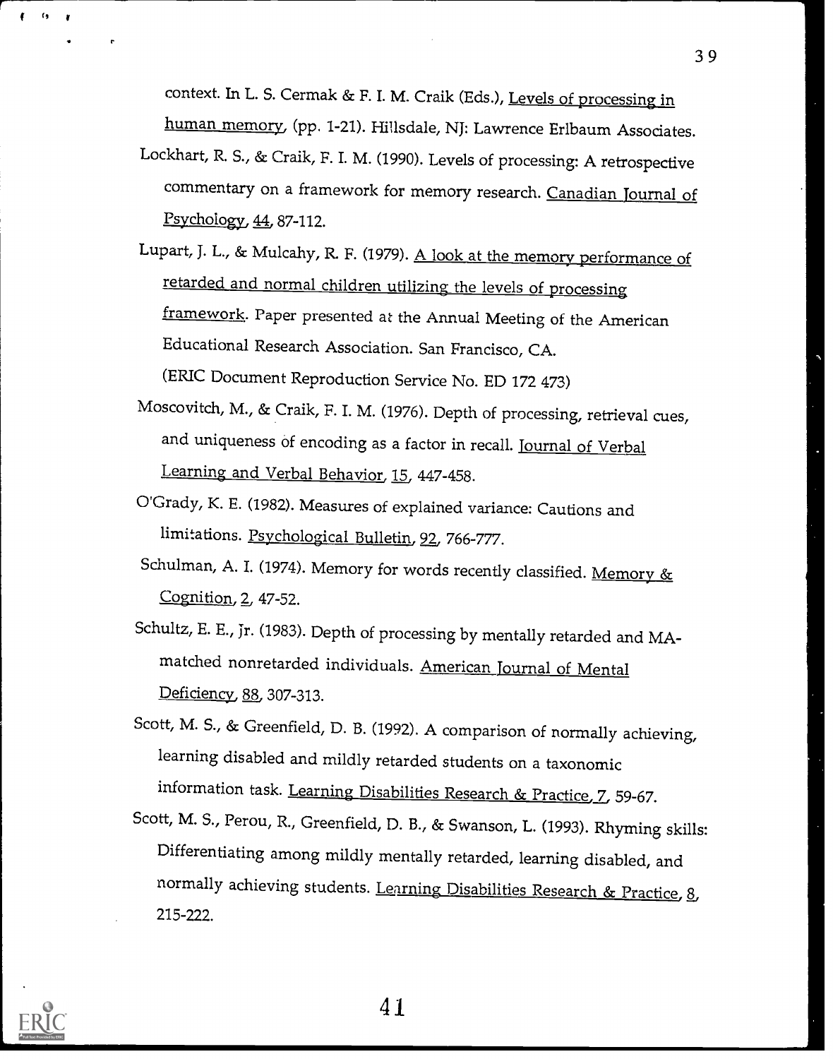context. In L. S. Cermak & F. I. M. Craik (Eds.), Levels of processing in human memory, (pp. 1-21). Hillsdale, NJ: Lawrence Erlbaum Associates.

Lockhart, R. S., & Craik, F. I. M. (1990). Levels of processing: A retrospective commentary on a framework for memory research. Canadian Journal of Psychology, 44, 87-112.

Lupart, J. L., & Mulcahy, R. F. (1979). A look at the memory performance of retarded and normal children utilizing the levels of processing framework. Paper presented at the Annual Meeting of the American Educational Research Association. San Francisco, CA. (ERIC Document Reproduction Service No. ED 172 473)

Moscovitch, M., & Craik, F. I. M. (1976). Depth of processing, retrieval cues, and uniqueness of encoding as a factor in recall. Journal of Verbal Learning and Verbal Behavior, 15, 447-458.

O'Grady, K. E. (1982). Measures of explained variance: Cautions and limitations. Psychological Bulletin, 92, 766-777.

Schulman, A. I. (1974). Memory for words recently classified. Memory & Cognition, 2, 47-52.

Schultz, E. E., Jr. (1983). Depth of processing by mentally retarded and MA-matched nonretarded individuals. American Journal of Mental Deficiency, 88, 307-313.

Scott, M. S., & Greenfield, D. B. (1992). A comparison of normally achieving, learning disabled and mildly retarded students on a taxonomic information task. Learning Disabilities Research & Practice, 7, 59-67.

Scott, M. S., Perou, R., Greenfield, D. B., & Swanson, L. (1993). Rhyming skills: Differentiating among mildly mentally retarded, learning disabled, and normally achieving students. Learning Disabilities Research & Practice, 8, 215-222.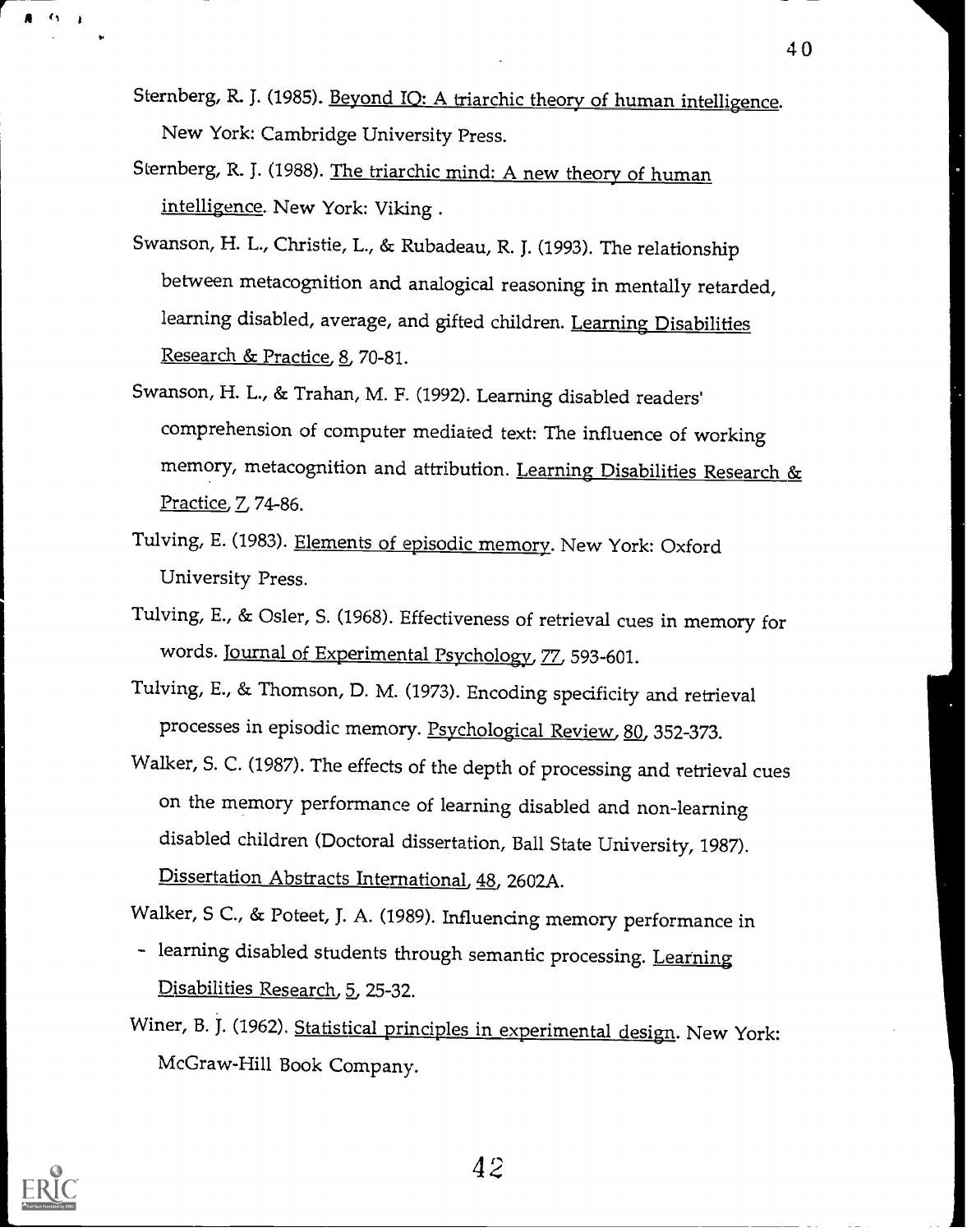Sternberg, R. J. (1985). Beyond IQ: A triarchic theory of human intelligence. New York: Cambridge University Press.

Sternberg, R. J. (1988). The triarchic mind: A new theory of human intelligence. New York: Viking .

Swanson, H. L., Christie, L., & Rubadeau, R. J. (1993). The relationship between metacognition and analogical reasoning in mentally retarded, learning disabled, average, and gifted children. Learning Disabilities Research & Practice, 8, 70-81.

Swanson, H. L., & Trahan, M. F. (1992). Learning disabled readers' comprehension of computer mediated text: The influence of working memory, metacognition and attribution. Learning Disabilities Research & Practice, 7, 74-86.

Tulving, E. (1983). Elements of episodic memory. New York: Oxford University Press.

Tulving, E., & Osler, S. (1968). Effectiveness of retrieval cues in memory for words. Journal of Experimental Psychology, 77, 593-601.

Tulving, E., & Thomson, D. M. (1973). Encoding specificity and retrieval processes in episodic memory. Psychological Review, 80, 352-373.

Walker, S. C. (1987). The effects of the depth of processing and retrieval cues on the memory performance of learning disabled and non-learning disabled children (Doctoral dissertation, Ball State University, 1987). Dissertation Abstracts International, 48, 2602A.

Walker, S C., & Poteet, J. A. (1989). Influencing memory performance in learning disabled students through semantic processing. Learning Disabilities Research, 5, 25-32.

Winer, B. J. (1962). Statistical principles in experimental design. New York: McGraw-Hill Book Company.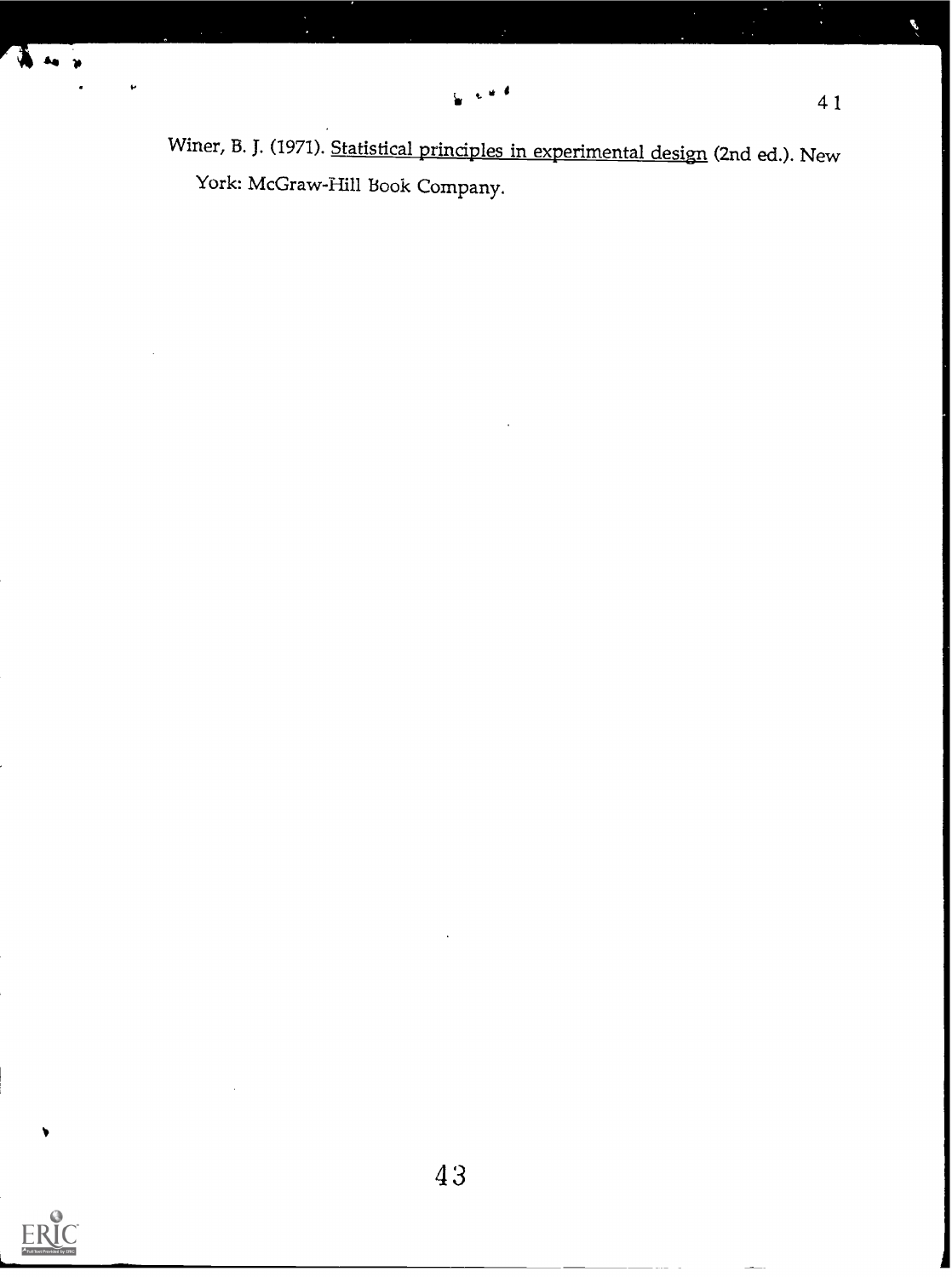Winer, B. J. (1971). Statistical principles in experimental design (2nd ed.). New York: McGraw-Hill Book Company.